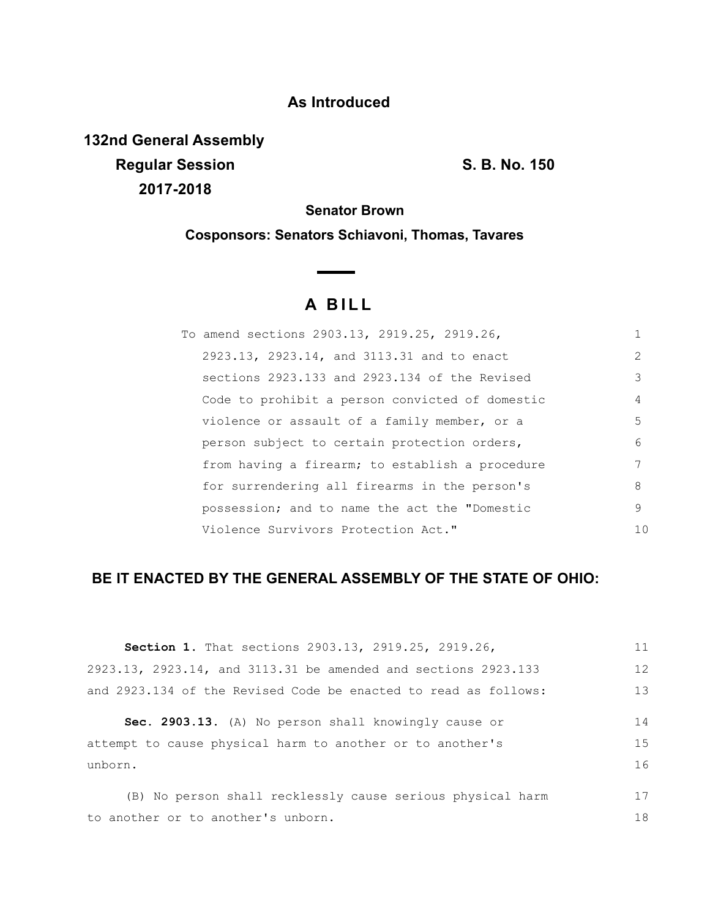**As Introduced**

**132nd General Assembly**
**Regular Session**
**2017-2018**

**S. B. No. 150**

**Senator Brown**

**Cosponsors: Senators Schiavoni, Thomas, Tavares**

# A BILL

To amend sections 2903.13, 2919.25, 2919.26, 2923.13, 2923.14, and 3113.31 and to enact sections 2923.133 and 2923.134 of the Revised Code to prohibit a person convicted of domestic violence or assault of a family member, or a person subject to certain protection orders, from having a firearm; to establish a procedure for surrendering all firearms in the person's possession; and to name the act the "Domestic Violence Survivors Protection Act."

**BE IT ENACTED BY THE GENERAL ASSEMBLY OF THE STATE OF OHIO:**

**Section 1.** That sections 2903.13, 2919.25, 2919.26, 2923.13, 2923.14, and 3113.31 be amended and sections 2923.133 and 2923.134 of the Revised Code be enacted to read as follows:

**Sec. 2903.13.** (A) No person shall knowingly cause or attempt to cause physical harm to another or to another's unborn.

(B) No person shall recklessly cause serious physical harm to another or to another's unborn.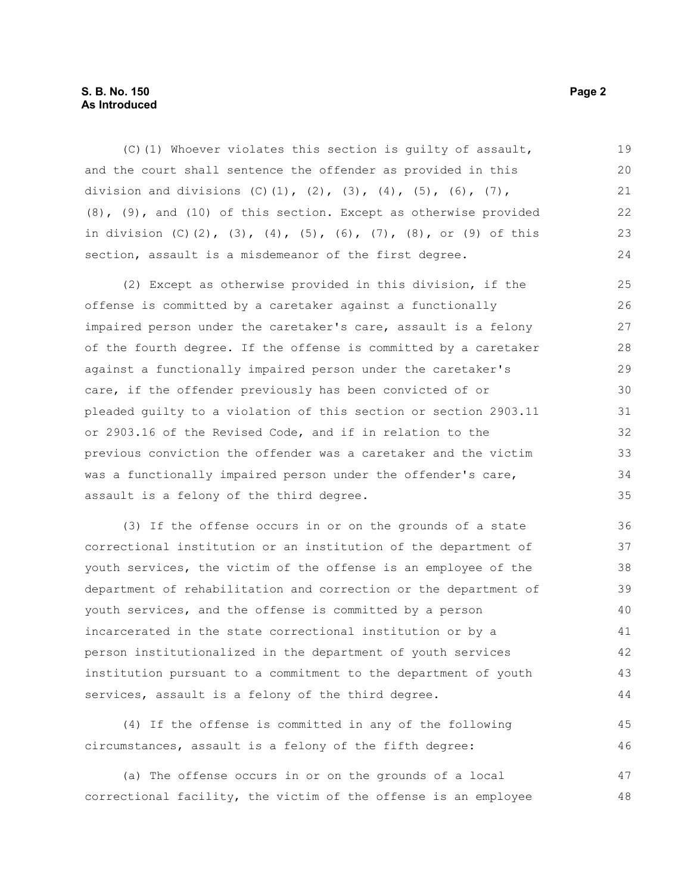(C)(1) Whoever violates this section is guilty of assault, and the court shall sentence the offender as provided in this division and divisions (C)(1), (2), (3), (4), (5), (6), (7), (8), (9), and (10) of this section. Except as otherwise provided in division (C)(2), (3), (4), (5), (6), (7), (8), or (9) of this section, assault is a misdemeanor of the first degree.

(2) Except as otherwise provided in this division, if the offense is committed by a caretaker against a functionally impaired person under the caretaker's care, assault is a felony of the fourth degree. If the offense is committed by a caretaker against a functionally impaired person under the caretaker's care, if the offender previously has been convicted of or pleaded guilty to a violation of this section or section 2903.11 or 2903.16 of the Revised Code, and if in relation to the previous conviction the offender was a caretaker and the victim was a functionally impaired person under the offender's care, assault is a felony of the third degree.

(3) If the offense occurs in or on the grounds of a state correctional institution or an institution of the department of youth services, the victim of the offense is an employee of the department of rehabilitation and correction or the department of youth services, and the offense is committed by a person incarcerated in the state correctional institution or by a person institutionalized in the department of youth services institution pursuant to a commitment to the department of youth services, assault is a felony of the third degree.

(4) If the offense is committed in any of the following circumstances, assault is a felony of the fifth degree:

(a) The offense occurs in or on the grounds of a local correctional facility, the victim of the offense is an employee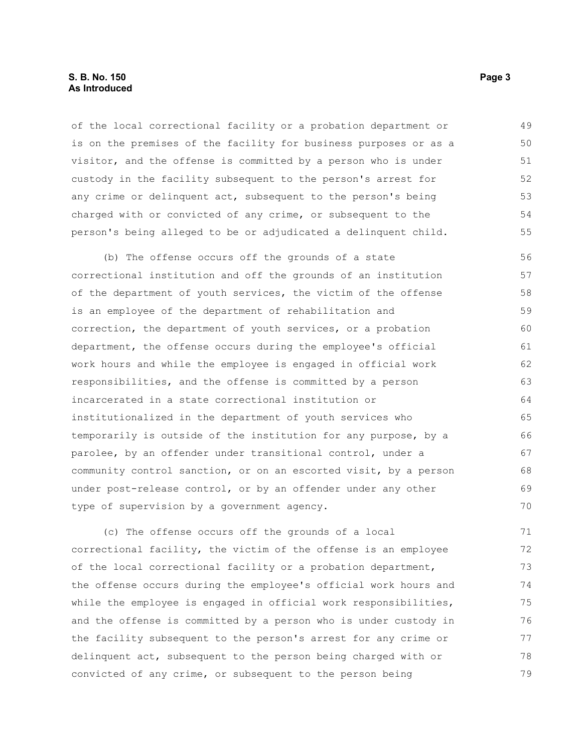of the local correctional facility or a probation department or is on the premises of the facility for business purposes or as a visitor, and the offense is committed by a person who is under custody in the facility subsequent to the person's arrest for any crime or delinquent act, subsequent to the person's being charged with or convicted of any crime, or subsequent to the person's being alleged to be or adjudicated a delinquent child.

(b) The offense occurs off the grounds of a state correctional institution and off the grounds of an institution of the department of youth services, the victim of the offense is an employee of the department of rehabilitation and correction, the department of youth services, or a probation department, the offense occurs during the employee's official work hours and while the employee is engaged in official work responsibilities, and the offense is committed by a person incarcerated in a state correctional institution or institutionalized in the department of youth services who temporarily is outside of the institution for any purpose, by a parolee, by an offender under transitional control, under a community control sanction, or on an escorted visit, by a person under post-release control, or by an offender under any other type of supervision by a government agency.

(c) The offense occurs off the grounds of a local correctional facility, the victim of the offense is an employee of the local correctional facility or a probation department, the offense occurs during the employee's official work hours and while the employee is engaged in official work responsibilities, and the offense is committed by a person who is under custody in the facility subsequent to the person's arrest for any crime or delinquent act, subsequent to the person being charged with or convicted of any crime, or subsequent to the person being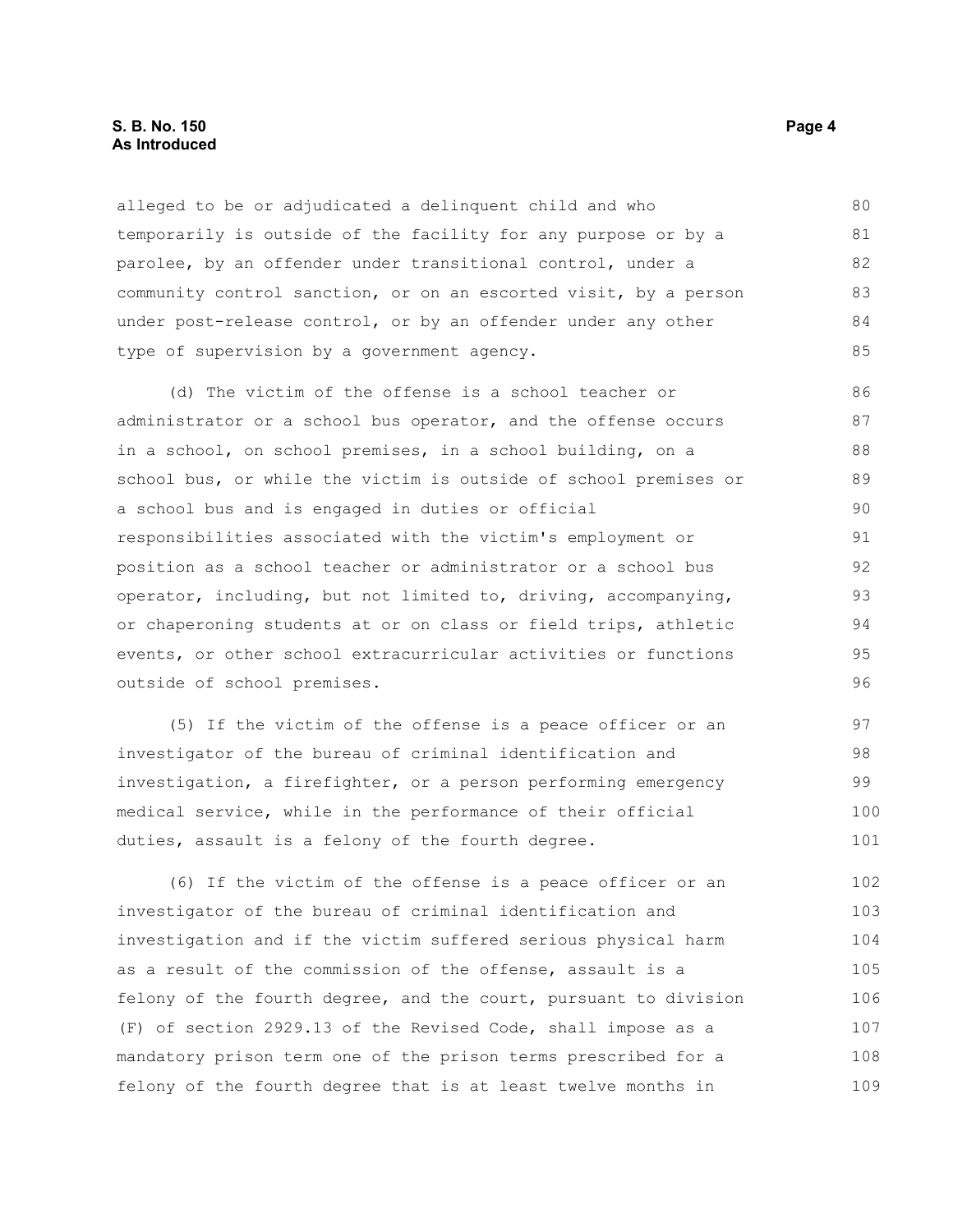alleged to be or adjudicated a delinquent child and who temporarily is outside of the facility for any purpose or by a parolee, by an offender under transitional control, under a community control sanction, or on an escorted visit, by a person under post-release control, or by an offender under any other type of supervision by a government agency.

(d) The victim of the offense is a school teacher or administrator or a school bus operator, and the offense occurs in a school, on school premises, in a school building, on a school bus, or while the victim is outside of school premises or a school bus and is engaged in duties or official responsibilities associated with the victim's employment or position as a school teacher or administrator or a school bus operator, including, but not limited to, driving, accompanying, or chaperoning students at or on class or field trips, athletic events, or other school extracurricular activities or functions outside of school premises.

(5) If the victim of the offense is a peace officer or an investigator of the bureau of criminal identification and investigation, a firefighter, or a person performing emergency medical service, while in the performance of their official duties, assault is a felony of the fourth degree.

(6) If the victim of the offense is a peace officer or an investigator of the bureau of criminal identification and investigation and if the victim suffered serious physical harm as a result of the commission of the offense, assault is a felony of the fourth degree, and the court, pursuant to division (F) of section 2929.13 of the Revised Code, shall impose as a mandatory prison term one of the prison terms prescribed for a felony of the fourth degree that is at least twelve months in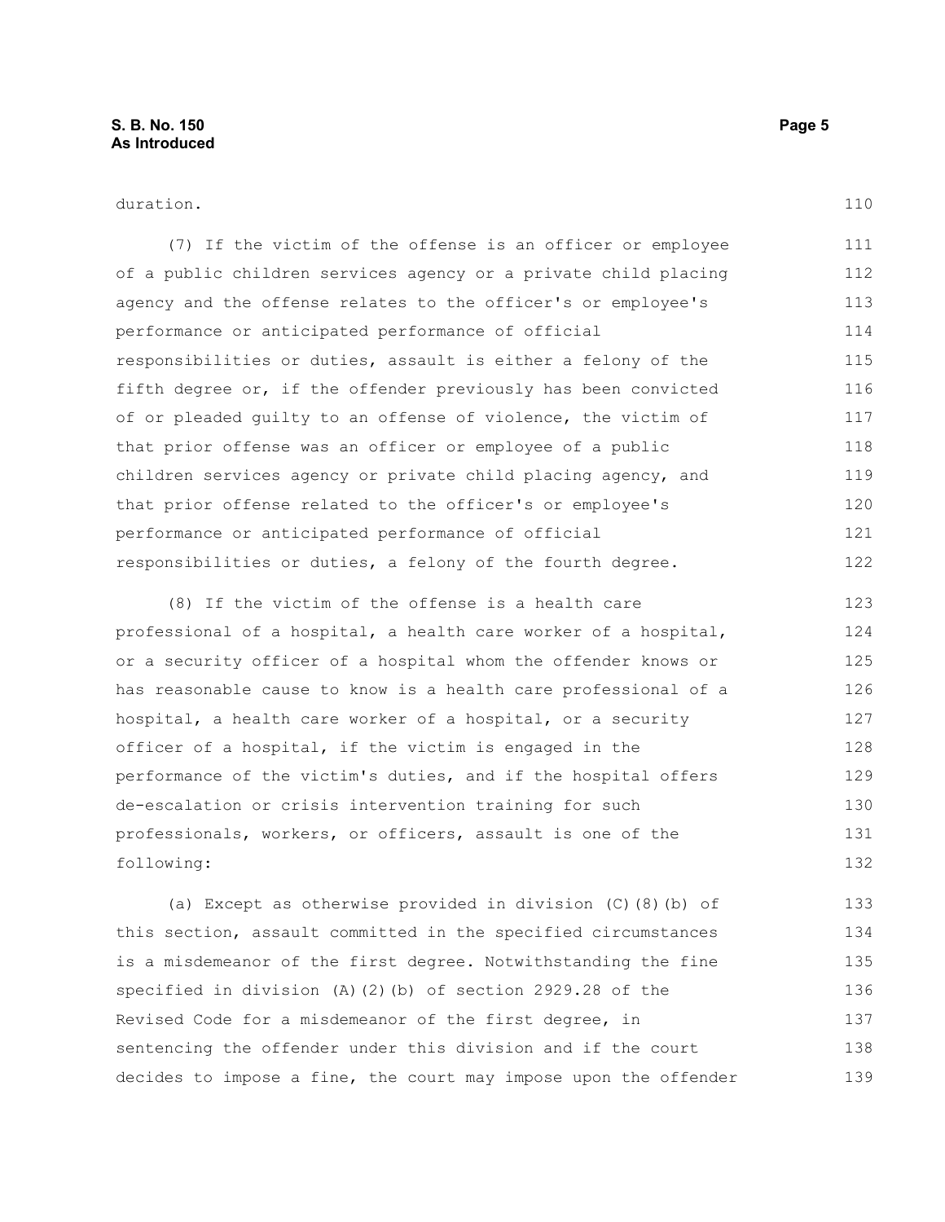duration.

(7) If the victim of the offense is an officer or employee of a public children services agency or a private child placing agency and the offense relates to the officer's or employee's performance or anticipated performance of official responsibilities or duties, assault is either a felony of the fifth degree or, if the offender previously has been convicted of or pleaded guilty to an offense of violence, the victim of that prior offense was an officer or employee of a public children services agency or private child placing agency, and that prior offense related to the officer's or employee's performance or anticipated performance of official responsibilities or duties, a felony of the fourth degree.

(8) If the victim of the offense is a health care professional of a hospital, a health care worker of a hospital, or a security officer of a hospital whom the offender knows or has reasonable cause to know is a health care professional of a hospital, a health care worker of a hospital, or a security officer of a hospital, if the victim is engaged in the performance of the victim's duties, and if the hospital offers de-escalation or crisis intervention training for such professionals, workers, or officers, assault is one of the following:

(a) Except as otherwise provided in division (C)(8)(b) of this section, assault committed in the specified circumstances is a misdemeanor of the first degree. Notwithstanding the fine specified in division (A)(2)(b) of section 2929.28 of the Revised Code for a misdemeanor of the first degree, in sentencing the offender under this division and if the court decides to impose a fine, the court may impose upon the offender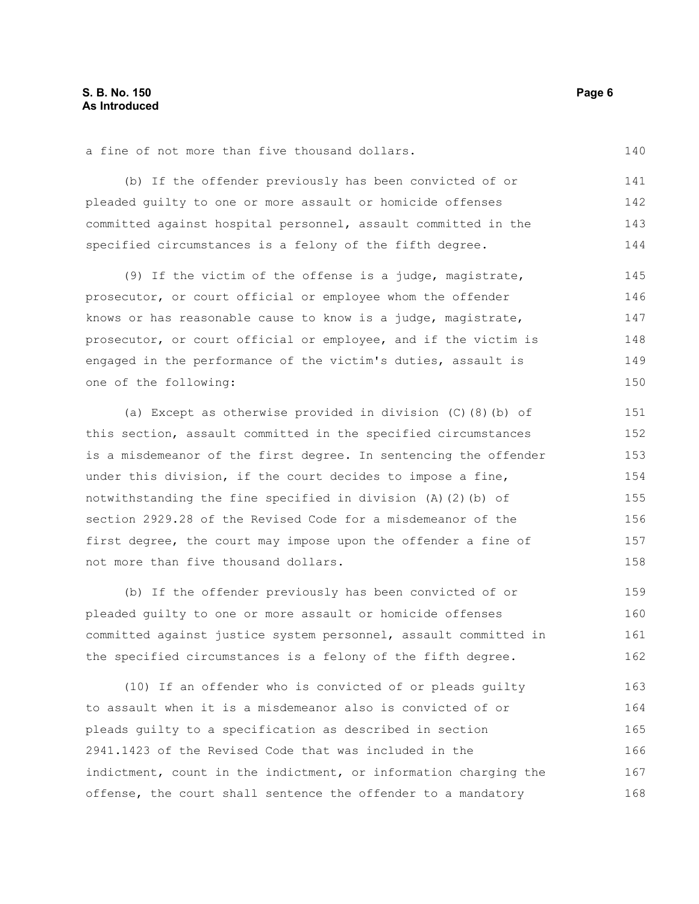a fine of not more than five thousand dollars.

(b) If the offender previously has been convicted of or pleaded guilty to one or more assault or homicide offenses committed against hospital personnel, assault committed in the specified circumstances is a felony of the fifth degree.

(9) If the victim of the offense is a judge, magistrate, prosecutor, or court official or employee whom the offender knows or has reasonable cause to know is a judge, magistrate, prosecutor, or court official or employee, and if the victim is engaged in the performance of the victim's duties, assault is one of the following:

(a) Except as otherwise provided in division (C)(8)(b) of this section, assault committed in the specified circumstances is a misdemeanor of the first degree. In sentencing the offender under this division, if the court decides to impose a fine, notwithstanding the fine specified in division (A)(2)(b) of section 2929.28 of the Revised Code for a misdemeanor of the first degree, the court may impose upon the offender a fine of not more than five thousand dollars.

(b) If the offender previously has been convicted of or pleaded guilty to one or more assault or homicide offenses committed against justice system personnel, assault committed in the specified circumstances is a felony of the fifth degree.

(10) If an offender who is convicted of or pleads guilty to assault when it is a misdemeanor also is convicted of or pleads guilty to a specification as described in section 2941.1423 of the Revised Code that was included in the indictment, count in the indictment, or information charging the offense, the court shall sentence the offender to a mandatory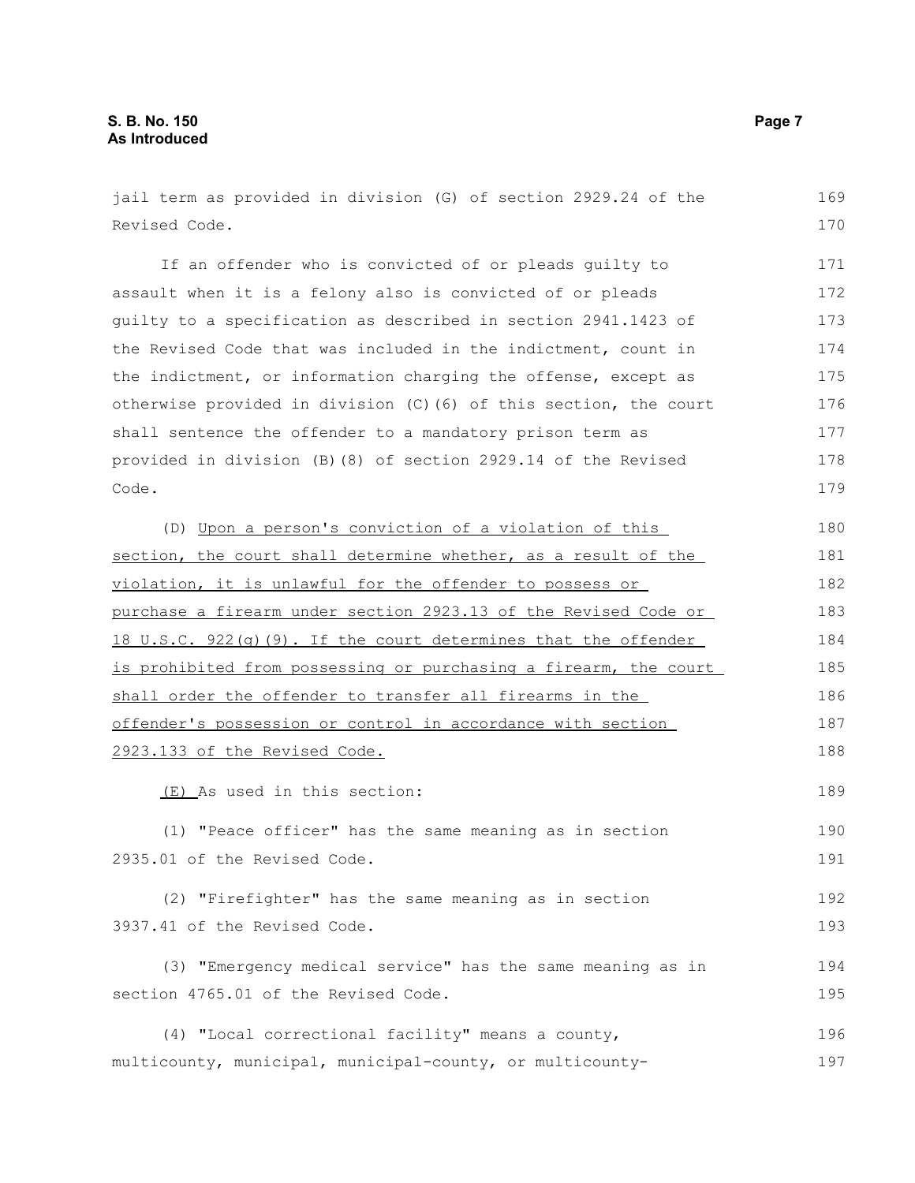jail term as provided in division (G) of section 2929.24 of the Revised Code.

If an offender who is convicted of or pleads guilty to assault when it is a felony also is convicted of or pleads guilty to a specification as described in section 2941.1423 of the Revised Code that was included in the indictment, count in the indictment, or information charging the offense, except as otherwise provided in division (C)(6) of this section, the court shall sentence the offender to a mandatory prison term as provided in division (B)(8) of section 2929.14 of the Revised Code.

(D) Upon a person's conviction of a violation of this section, the court shall determine whether, as a result of the violation, it is unlawful for the offender to possess or purchase a firearm under section 2923.13 of the Revised Code or 18 U.S.C. 922(g)(9). If the court determines that the offender is prohibited from possessing or purchasing a firearm, the court shall order the offender to transfer all firearms in the offender's possession or control in accordance with section 2923.133 of the Revised Code.

(E) As used in this section:

(1) "Peace officer" has the same meaning as in section 2935.01 of the Revised Code.

(2) "Firefighter" has the same meaning as in section 3937.41 of the Revised Code.

(3) "Emergency medical service" has the same meaning as in section 4765.01 of the Revised Code.

(4) "Local correctional facility" means a county, multicounty, municipal, municipal-county, or multicounty-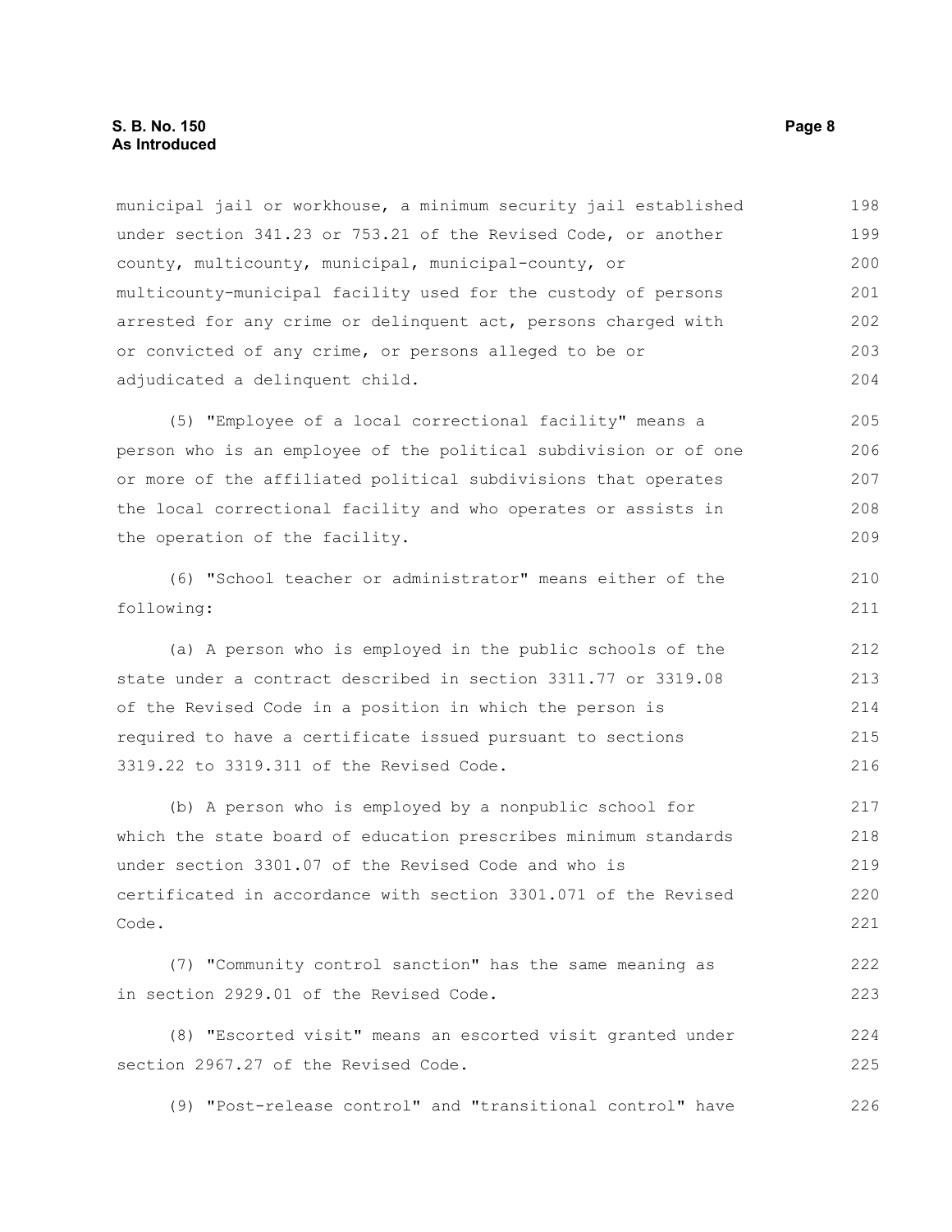municipal jail or workhouse, a minimum security jail established under section 341.23 or 753.21 of the Revised Code, or another county, multicounty, municipal, municipal-county, or multicounty-municipal facility used for the custody of persons arrested for any crime or delinquent act, persons charged with or convicted of any crime, or persons alleged to be or adjudicated a delinquent child.

(5) "Employee of a local correctional facility" means a person who is an employee of the political subdivision or of one or more of the affiliated political subdivisions that operates the local correctional facility and who operates or assists in the operation of the facility.

(6) "School teacher or administrator" means either of the following:

(a) A person who is employed in the public schools of the state under a contract described in section 3311.77 or 3319.08 of the Revised Code in a position in which the person is required to have a certificate issued pursuant to sections 3319.22 to 3319.311 of the Revised Code.

(b) A person who is employed by a nonpublic school for which the state board of education prescribes minimum standards under section 3301.07 of the Revised Code and who is certificated in accordance with section 3301.071 of the Revised Code.

(7) "Community control sanction" has the same meaning as in section 2929.01 of the Revised Code.

(8) "Escorted visit" means an escorted visit granted under section 2967.27 of the Revised Code.

(9) "Post-release control" and "transitional control" have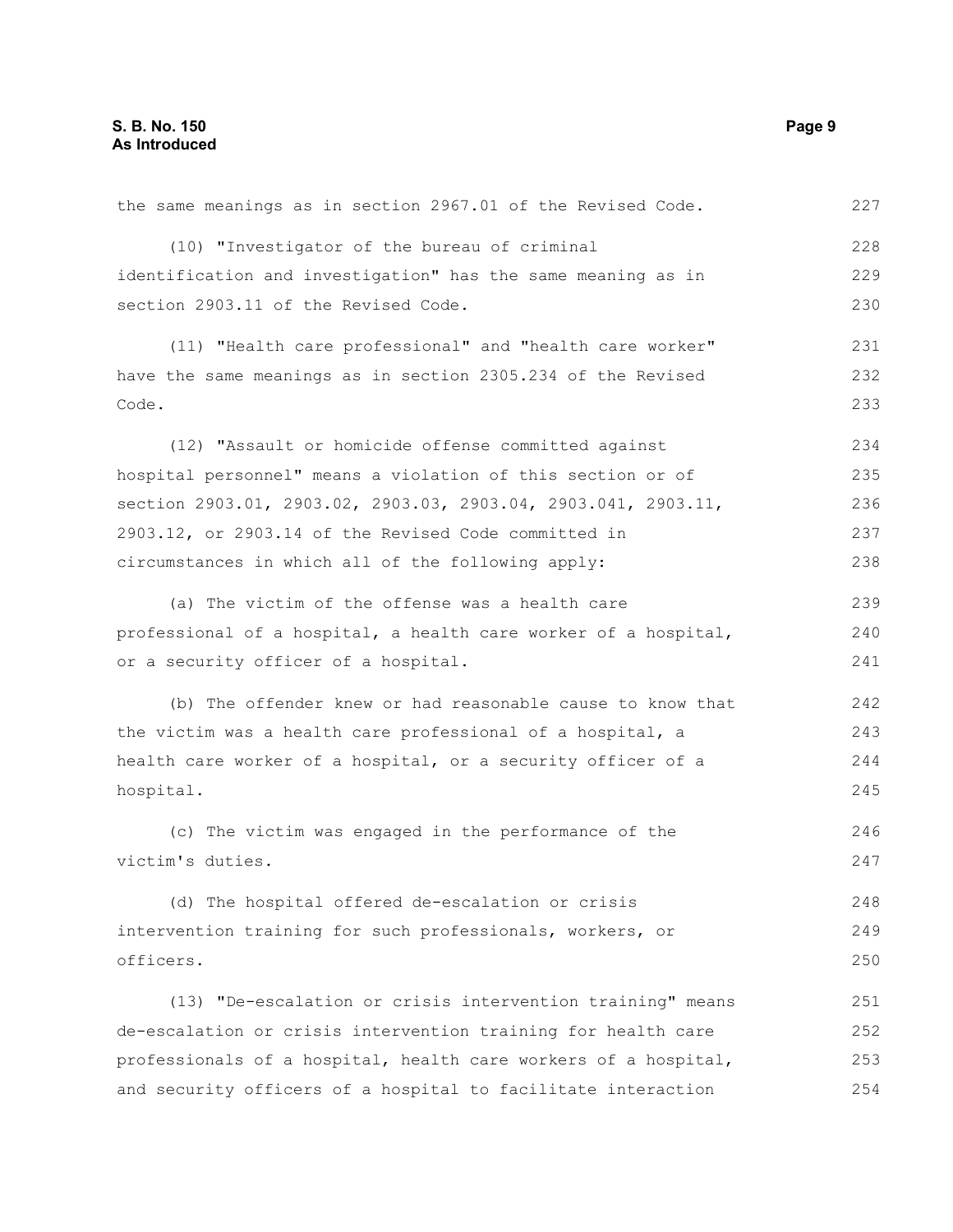the same meanings as in section 2967.01 of the Revised Code.

(10) "Investigator of the bureau of criminal identification and investigation" has the same meaning as in section 2903.11 of the Revised Code.

(11) "Health care professional" and "health care worker" have the same meanings as in section 2305.234 of the Revised Code.

(12) "Assault or homicide offense committed against hospital personnel" means a violation of this section or of section 2903.01, 2903.02, 2903.03, 2903.04, 2903.041, 2903.11, 2903.12, or 2903.14 of the Revised Code committed in circumstances in which all of the following apply:

(a) The victim of the offense was a health care professional of a hospital, a health care worker of a hospital, or a security officer of a hospital.

(b) The offender knew or had reasonable cause to know that the victim was a health care professional of a hospital, a health care worker of a hospital, or a security officer of a hospital.

(c) The victim was engaged in the performance of the victim's duties.

(d) The hospital offered de-escalation or crisis intervention training for such professionals, workers, or officers.

(13) "De-escalation or crisis intervention training" means de-escalation or crisis intervention training for health care professionals of a hospital, health care workers of a hospital, and security officers of a hospital to facilitate interaction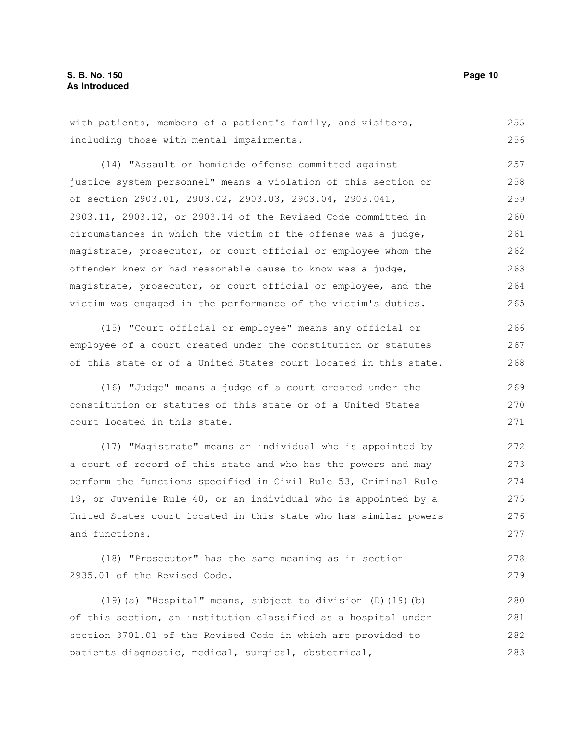with patients, members of a patient's family, and visitors, including those with mental impairments.

(14) "Assault or homicide offense committed against justice system personnel" means a violation of this section or of section 2903.01, 2903.02, 2903.03, 2903.04, 2903.041, 2903.11, 2903.12, or 2903.14 of the Revised Code committed in circumstances in which the victim of the offense was a judge, magistrate, prosecutor, or court official or employee whom the offender knew or had reasonable cause to know was a judge, magistrate, prosecutor, or court official or employee, and the victim was engaged in the performance of the victim's duties.

(15) "Court official or employee" means any official or employee of a court created under the constitution or statutes of this state or of a United States court located in this state.

(16) "Judge" means a judge of a court created under the constitution or statutes of this state or of a United States court located in this state.

(17) "Magistrate" means an individual who is appointed by a court of record of this state and who has the powers and may perform the functions specified in Civil Rule 53, Criminal Rule 19, or Juvenile Rule 40, or an individual who is appointed by a United States court located in this state who has similar powers and functions.

(18) "Prosecutor" has the same meaning as in section 2935.01 of the Revised Code.

(19)(a) "Hospital" means, subject to division (D)(19)(b) of this section, an institution classified as a hospital under section 3701.01 of the Revised Code in which are provided to patients diagnostic, medical, surgical, obstetrical,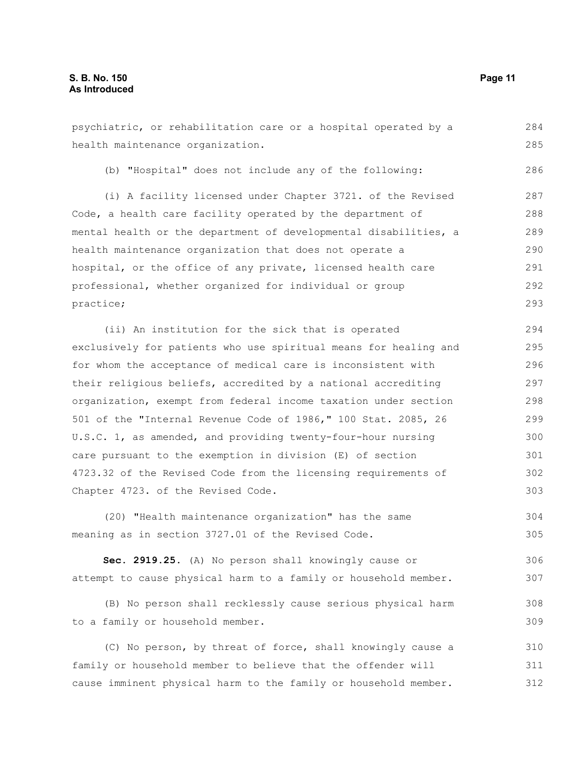psychiatric, or rehabilitation care or a hospital operated by a health maintenance organization.

(b) "Hospital" does not include any of the following:

(i) A facility licensed under Chapter 3721. of the Revised Code, a health care facility operated by the department of mental health or the department of developmental disabilities, a health maintenance organization that does not operate a hospital, or the office of any private, licensed health care professional, whether organized for individual or group practice;

(ii) An institution for the sick that is operated exclusively for patients who use spiritual means for healing and for whom the acceptance of medical care is inconsistent with their religious beliefs, accredited by a national accrediting organization, exempt from federal income taxation under section 501 of the "Internal Revenue Code of 1986," 100 Stat. 2085, 26 U.S.C. 1, as amended, and providing twenty-four-hour nursing care pursuant to the exemption in division (E) of section 4723.32 of the Revised Code from the licensing requirements of Chapter 4723. of the Revised Code.

(20) "Health maintenance organization" has the same meaning as in section 3727.01 of the Revised Code.

**Sec. 2919.25.** (A) No person shall knowingly cause or attempt to cause physical harm to a family or household member.

(B) No person shall recklessly cause serious physical harm to a family or household member.

(C) No person, by threat of force, shall knowingly cause a family or household member to believe that the offender will cause imminent physical harm to the family or household member.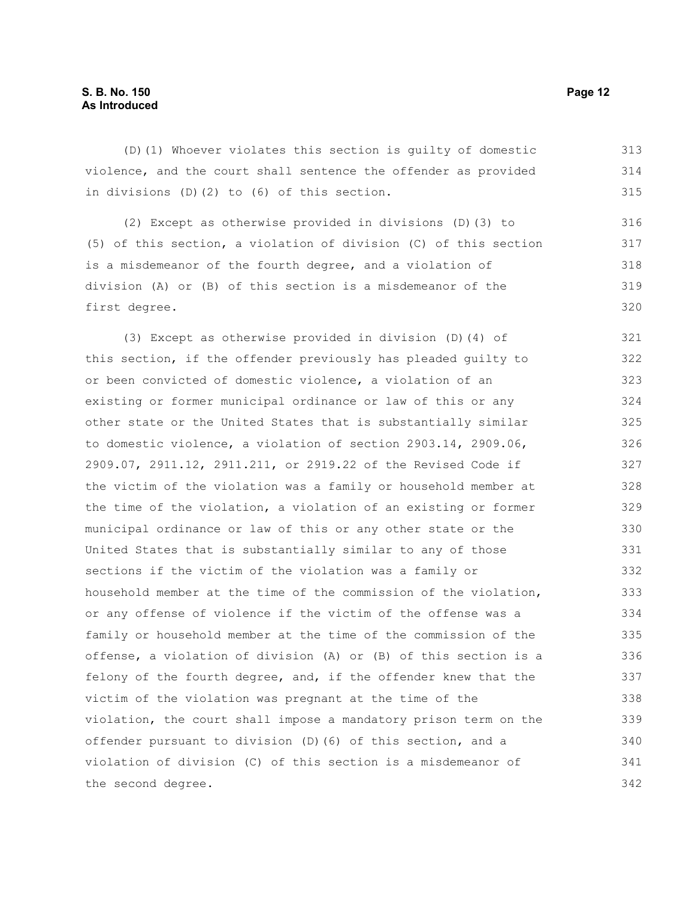(D)(1) Whoever violates this section is guilty of domestic violence, and the court shall sentence the offender as provided in divisions (D)(2) to (6) of this section.

(2) Except as otherwise provided in divisions (D)(3) to (5) of this section, a violation of division (C) of this section is a misdemeanor of the fourth degree, and a violation of division (A) or (B) of this section is a misdemeanor of the first degree.

(3) Except as otherwise provided in division (D)(4) of this section, if the offender previously has pleaded guilty to or been convicted of domestic violence, a violation of an existing or former municipal ordinance or law of this or any other state or the United States that is substantially similar to domestic violence, a violation of section 2903.14, 2909.06, 2909.07, 2911.12, 2911.211, or 2919.22 of the Revised Code if the victim of the violation was a family or household member at the time of the violation, a violation of an existing or former municipal ordinance or law of this or any other state or the United States that is substantially similar to any of those sections if the victim of the violation was a family or household member at the time of the commission of the violation, or any offense of violence if the victim of the offense was a family or household member at the time of the commission of the offense, a violation of division (A) or (B) of this section is a felony of the fourth degree, and, if the offender knew that the victim of the violation was pregnant at the time of the violation, the court shall impose a mandatory prison term on the offender pursuant to division (D)(6) of this section, and a violation of division (C) of this section is a misdemeanor of the second degree.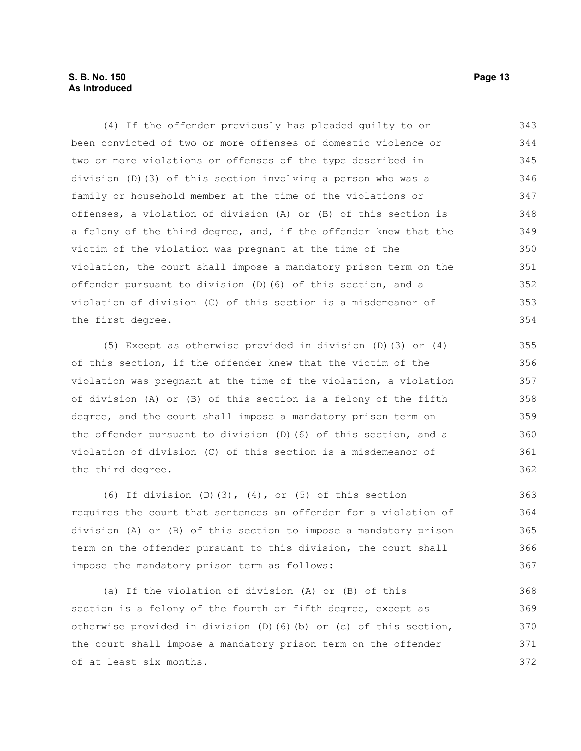(4) If the offender previously has pleaded guilty to or been convicted of two or more offenses of domestic violence or two or more violations or offenses of the type described in division (D)(3) of this section involving a person who was a family or household member at the time of the violations or offenses, a violation of division (A) or (B) of this section is a felony of the third degree, and, if the offender knew that the victim of the violation was pregnant at the time of the violation, the court shall impose a mandatory prison term on the offender pursuant to division (D)(6) of this section, and a violation of division (C) of this section is a misdemeanor of the first degree.

(5) Except as otherwise provided in division (D)(3) or (4) of this section, if the offender knew that the victim of the violation was pregnant at the time of the violation, a violation of division (A) or (B) of this section is a felony of the fifth degree, and the court shall impose a mandatory prison term on the offender pursuant to division (D)(6) of this section, and a violation of division (C) of this section is a misdemeanor of the third degree.

(6) If division (D)(3), (4), or (5) of this section requires the court that sentences an offender for a violation of division (A) or (B) of this section to impose a mandatory prison term on the offender pursuant to this division, the court shall impose the mandatory prison term as follows:

(a) If the violation of division (A) or (B) of this section is a felony of the fourth or fifth degree, except as otherwise provided in division (D)(6)(b) or (c) of this section, the court shall impose a mandatory prison term on the offender of at least six months.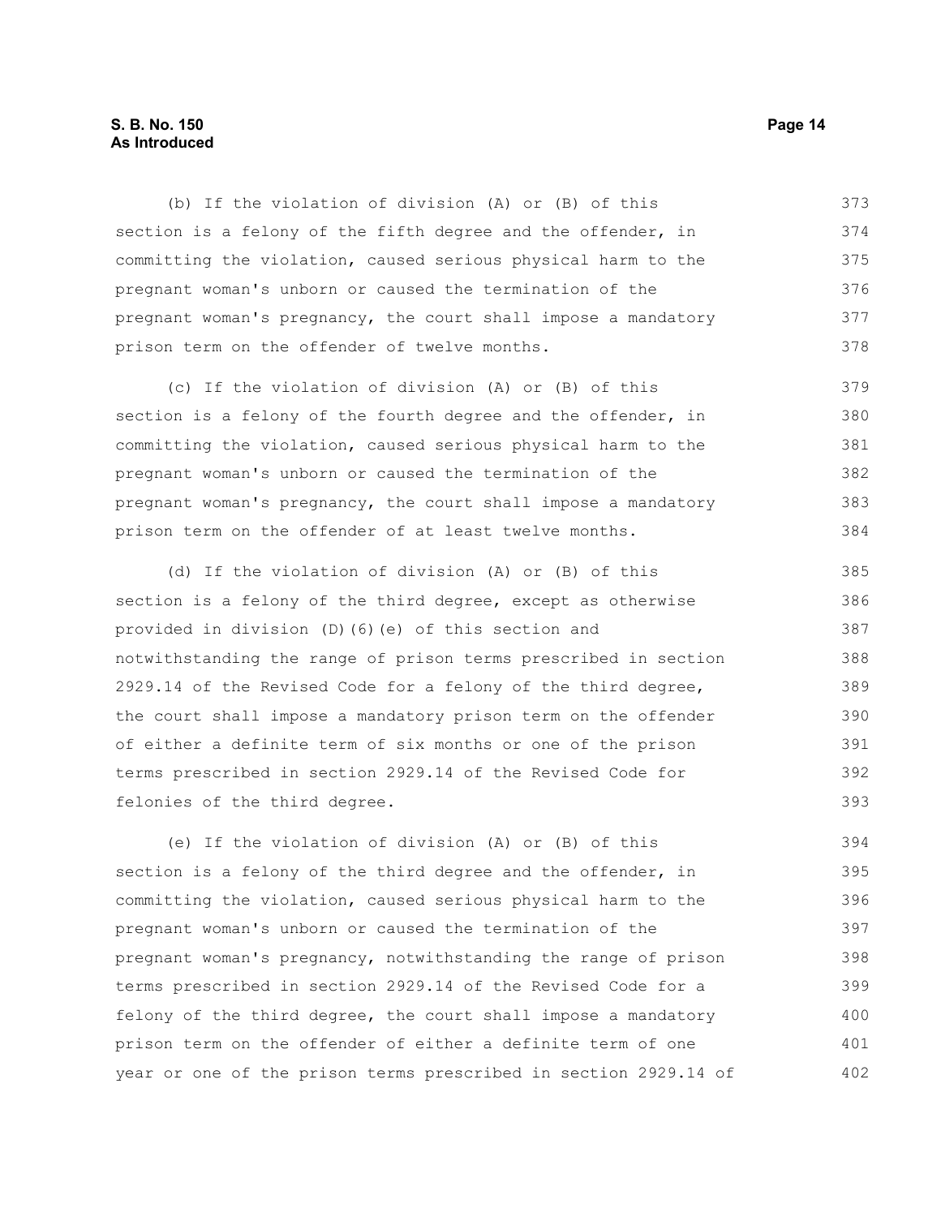(b) If the violation of division (A) or (B) of this section is a felony of the fifth degree and the offender, in committing the violation, caused serious physical harm to the pregnant woman's unborn or caused the termination of the pregnant woman's pregnancy, the court shall impose a mandatory prison term on the offender of twelve months.

(c) If the violation of division (A) or (B) of this section is a felony of the fourth degree and the offender, in committing the violation, caused serious physical harm to the pregnant woman's unborn or caused the termination of the pregnant woman's pregnancy, the court shall impose a mandatory prison term on the offender of at least twelve months.

(d) If the violation of division (A) or (B) of this section is a felony of the third degree, except as otherwise provided in division (D)(6)(e) of this section and notwithstanding the range of prison terms prescribed in section 2929.14 of the Revised Code for a felony of the third degree, the court shall impose a mandatory prison term on the offender of either a definite term of six months or one of the prison terms prescribed in section 2929.14 of the Revised Code for felonies of the third degree.

(e) If the violation of division (A) or (B) of this section is a felony of the third degree and the offender, in committing the violation, caused serious physical harm to the pregnant woman's unborn or caused the termination of the pregnant woman's pregnancy, notwithstanding the range of prison terms prescribed in section 2929.14 of the Revised Code for a felony of the third degree, the court shall impose a mandatory prison term on the offender of either a definite term of one year or one of the prison terms prescribed in section 2929.14 of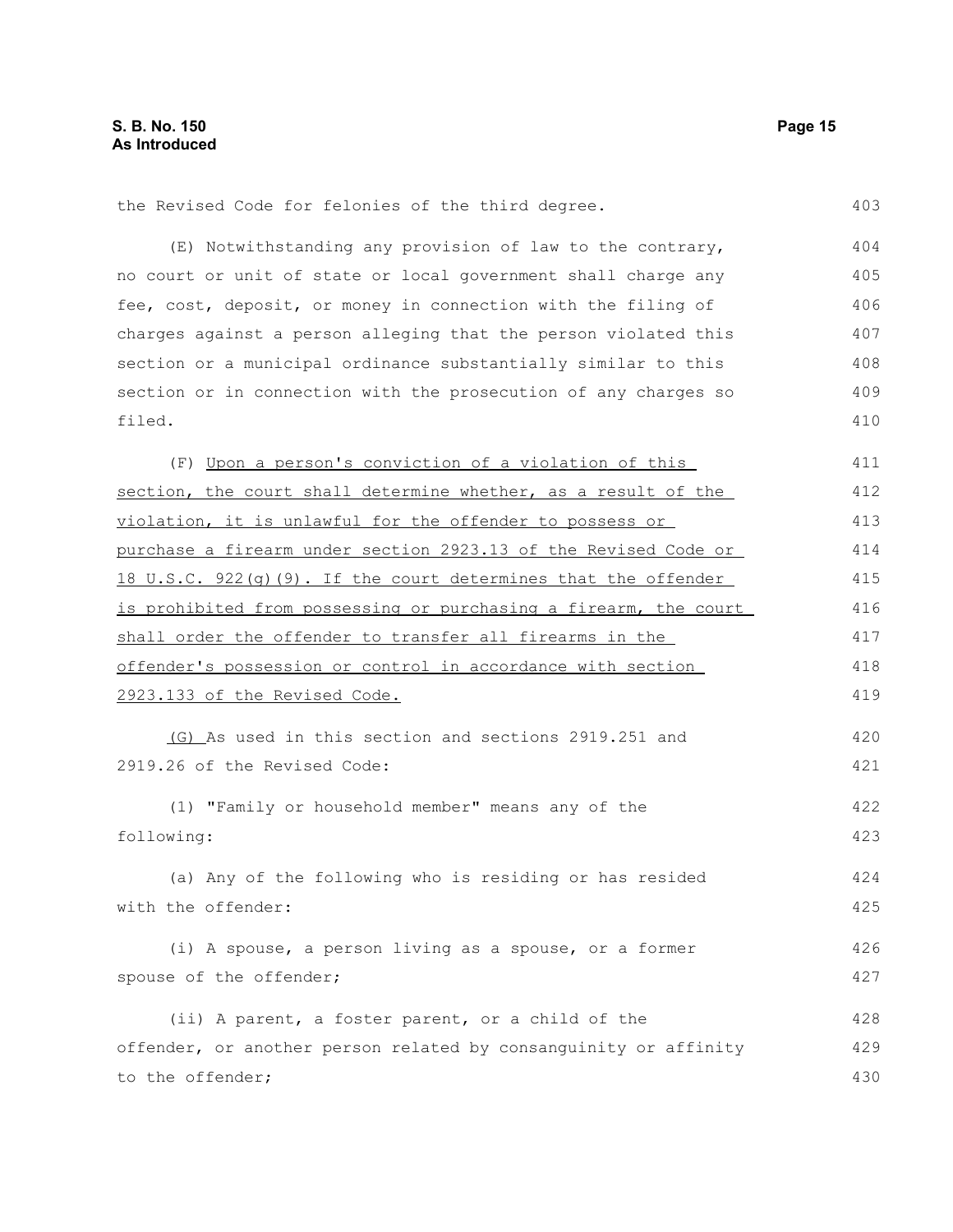the Revised Code for felonies of the third degree.

(E) Notwithstanding any provision of law to the contrary, no court or unit of state or local government shall charge any fee, cost, deposit, or money in connection with the filing of charges against a person alleging that the person violated this section or a municipal ordinance substantially similar to this section or in connection with the prosecution of any charges so filed.

(F) Upon a person's conviction of a violation of this section, the court shall determine whether, as a result of the violation, it is unlawful for the offender to possess or purchase a firearm under section 2923.13 of the Revised Code or 18 U.S.C. 922(g)(9). If the court determines that the offender is prohibited from possessing or purchasing a firearm, the court shall order the offender to transfer all firearms in the offender's possession or control in accordance with section 2923.133 of the Revised Code.

(G) As used in this section and sections 2919.251 and 2919.26 of the Revised Code:

(1) "Family or household member" means any of the following:

(a) Any of the following who is residing or has resided with the offender:

(i) A spouse, a person living as a spouse, or a former spouse of the offender;

(ii) A parent, a foster parent, or a child of the offender, or another person related by consanguinity or affinity to the offender;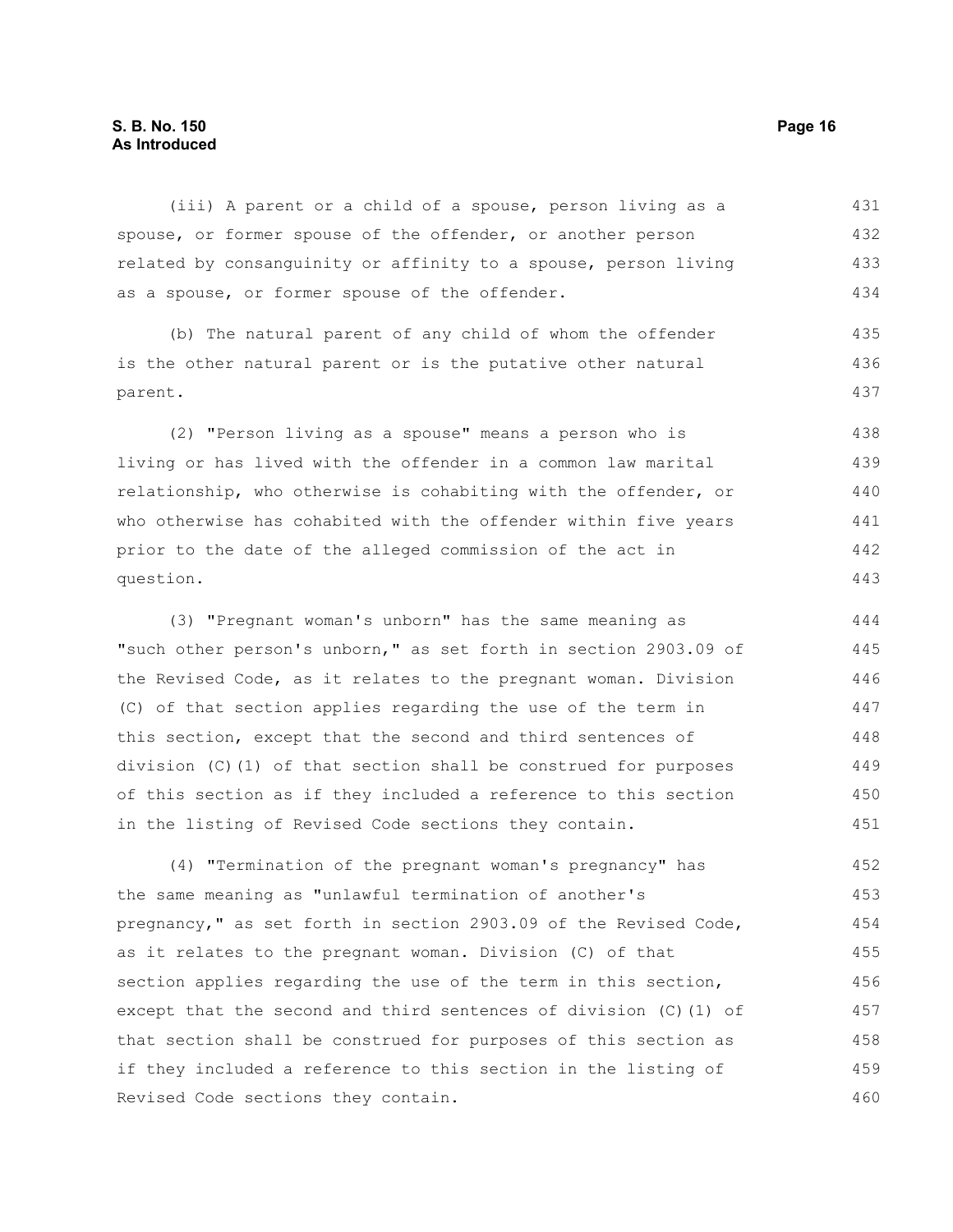(iii) A parent or a child of a spouse, person living as a spouse, or former spouse of the offender, or another person related by consanguinity or affinity to a spouse, person living as a spouse, or former spouse of the offender.

(b) The natural parent of any child of whom the offender is the other natural parent or is the putative other natural parent.

(2) "Person living as a spouse" means a person who is living or has lived with the offender in a common law marital relationship, who otherwise is cohabiting with the offender, or who otherwise has cohabited with the offender within five years prior to the date of the alleged commission of the act in question.

(3) "Pregnant woman's unborn" has the same meaning as "such other person's unborn," as set forth in section 2903.09 of the Revised Code, as it relates to the pregnant woman. Division (C) of that section applies regarding the use of the term in this section, except that the second and third sentences of division (C)(1) of that section shall be construed for purposes of this section as if they included a reference to this section in the listing of Revised Code sections they contain.

(4) "Termination of the pregnant woman's pregnancy" has the same meaning as "unlawful termination of another's pregnancy," as set forth in section 2903.09 of the Revised Code, as it relates to the pregnant woman. Division (C) of that section applies regarding the use of the term in this section, except that the second and third sentences of division (C)(1) of that section shall be construed for purposes of this section as if they included a reference to this section in the listing of Revised Code sections they contain.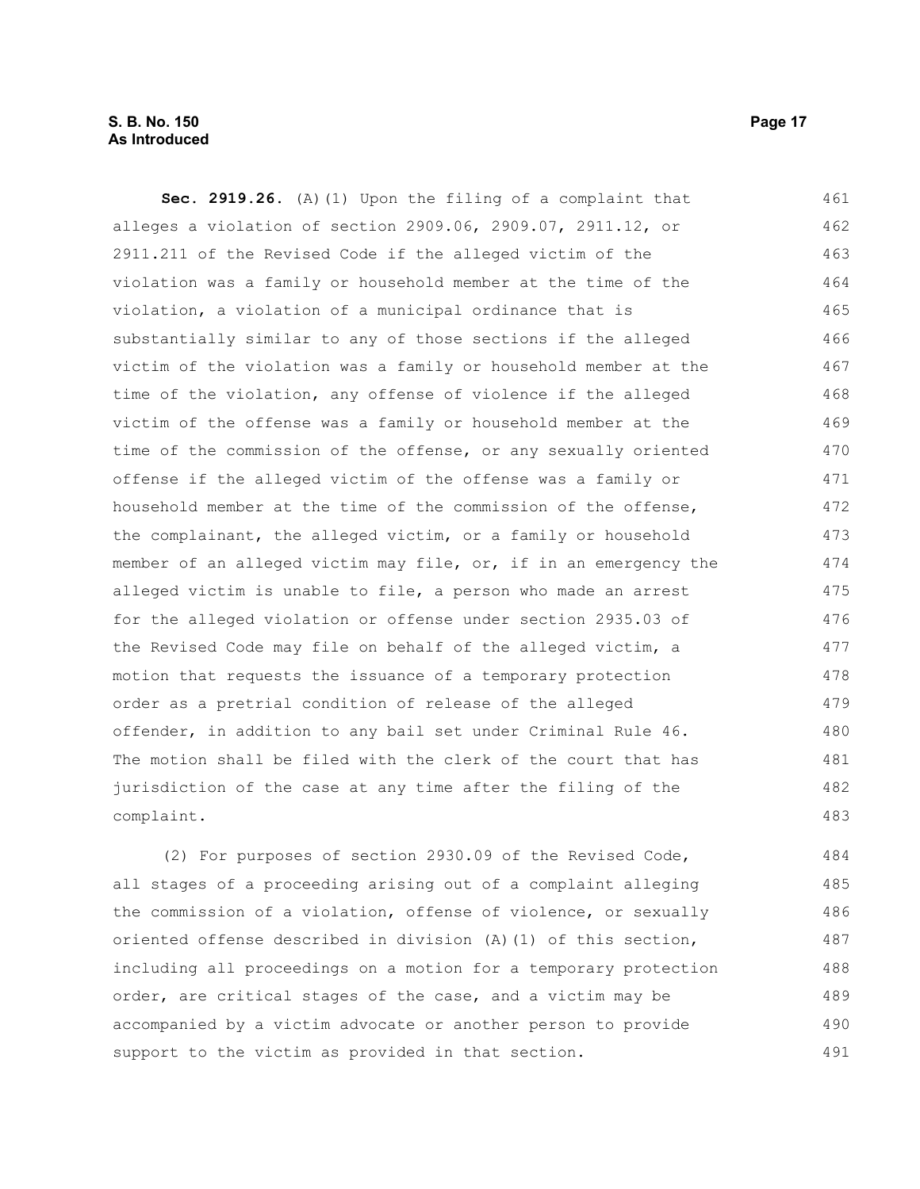**Sec. 2919.26.** (A)(1) Upon the filing of a complaint that alleges a violation of section 2909.06, 2909.07, 2911.12, or 2911.211 of the Revised Code if the alleged victim of the violation was a family or household member at the time of the violation, a violation of a municipal ordinance that is substantially similar to any of those sections if the alleged victim of the violation was a family or household member at the time of the violation, any offense of violence if the alleged victim of the offense was a family or household member at the time of the commission of the offense, or any sexually oriented offense if the alleged victim of the offense was a family or household member at the time of the commission of the offense, the complainant, the alleged victim, or a family or household member of an alleged victim may file, or, if in an emergency the alleged victim is unable to file, a person who made an arrest for the alleged violation or offense under section 2935.03 of the Revised Code may file on behalf of the alleged victim, a motion that requests the issuance of a temporary protection order as a pretrial condition of release of the alleged offender, in addition to any bail set under Criminal Rule 46. The motion shall be filed with the clerk of the court that has jurisdiction of the case at any time after the filing of the complaint.

(2) For purposes of section 2930.09 of the Revised Code, all stages of a proceeding arising out of a complaint alleging the commission of a violation, offense of violence, or sexually oriented offense described in division (A)(1) of this section, including all proceedings on a motion for a temporary protection order, are critical stages of the case, and a victim may be accompanied by a victim advocate or another person to provide support to the victim as provided in that section.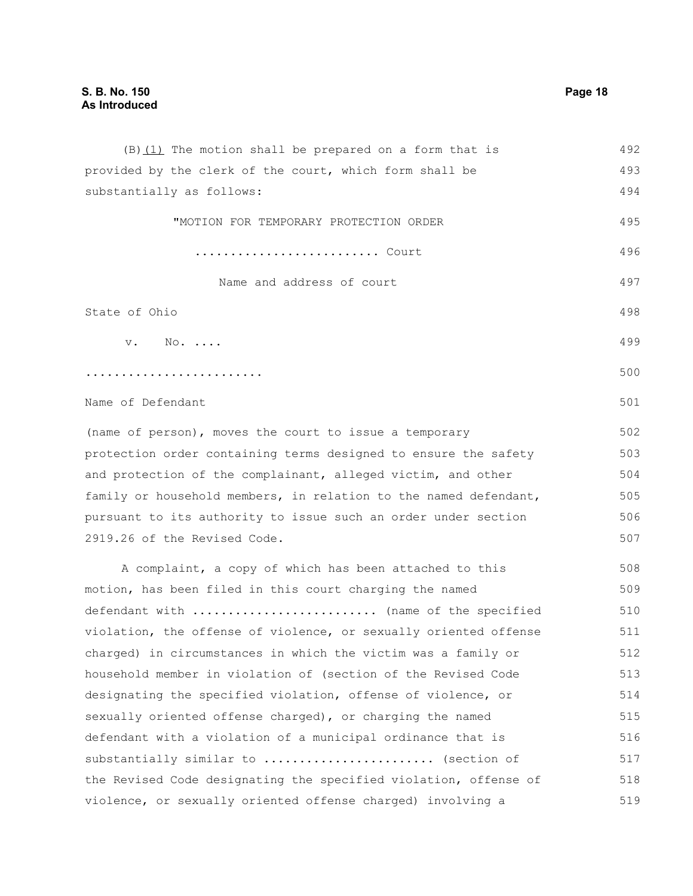(B)(1) The motion shall be prepared on a form that is provided by the clerk of the court, which form shall be substantially as follows:

"MOTION FOR TEMPORARY PROTECTION ORDER

......................... Court

Name and address of court

State of Ohio

v. No. ....

.........................

Name of Defendant

(name of person), moves the court to issue a temporary protection order containing terms designed to ensure the safety and protection of the complainant, alleged victim, and other family or household members, in relation to the named defendant, pursuant to its authority to issue such an order under section 2919.26 of the Revised Code.

A complaint, a copy of which has been attached to this motion, has been filed in this court charging the named defendant with ......................... (name of the specified violation, the offense of violence, or sexually oriented offense charged) in circumstances in which the victim was a family or household member in violation of (section of the Revised Code designating the specified violation, offense of violence, or sexually oriented offense charged), or charging the named defendant with a violation of a municipal ordinance that is substantially similar to ....................... (section of the Revised Code designating the specified violation, offense of violence, or sexually oriented offense charged) involving a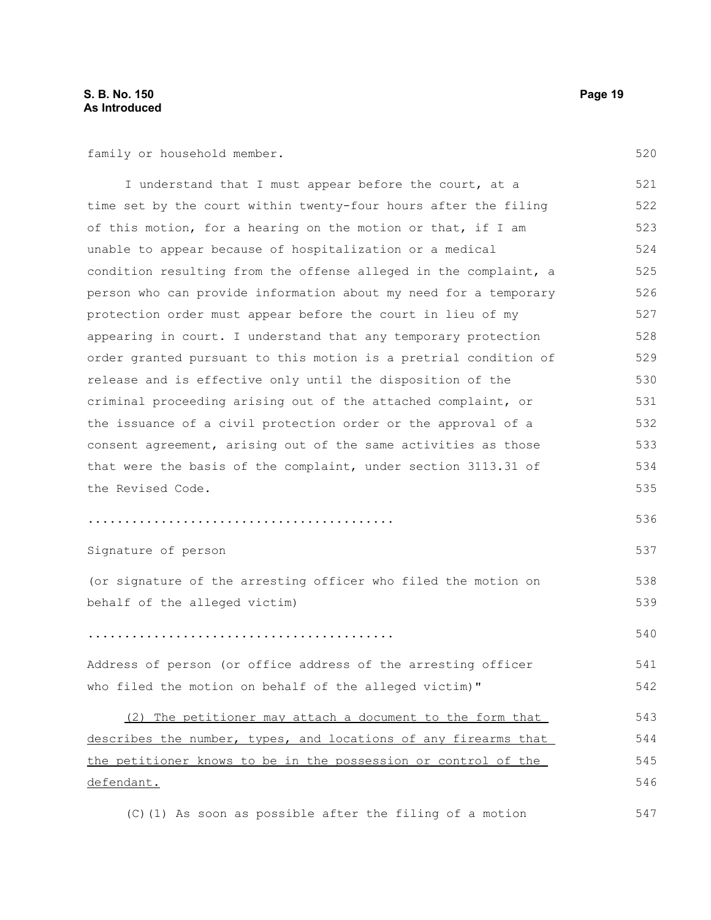family or household member.

I understand that I must appear before the court, at a time set by the court within twenty-four hours after the filing of this motion, for a hearing on the motion or that, if I am unable to appear because of hospitalization or a medical condition resulting from the offense alleged in the complaint, a person who can provide information about my need for a temporary protection order must appear before the court in lieu of my appearing in court. I understand that any temporary protection order granted pursuant to this motion is a pretrial condition of release and is effective only until the disposition of the criminal proceeding arising out of the attached complaint, or the issuance of a civil protection order or the approval of a consent agreement, arising out of the same activities as those that were the basis of the complaint, under section 3113.31 of the Revised Code.

..........................................

Signature of person

(or signature of the arresting officer who filed the motion on behalf of the alleged victim)

..........................................

Address of person (or office address of the arresting officer who filed the motion on behalf of the alleged victim)"

<u>(2) The petitioner may attach a document to the form that describes the number, types, and locations of any firearms that the petitioner knows to be in the possession or control of the defendant.</u>

(C)(1) As soon as possible after the filing of a motion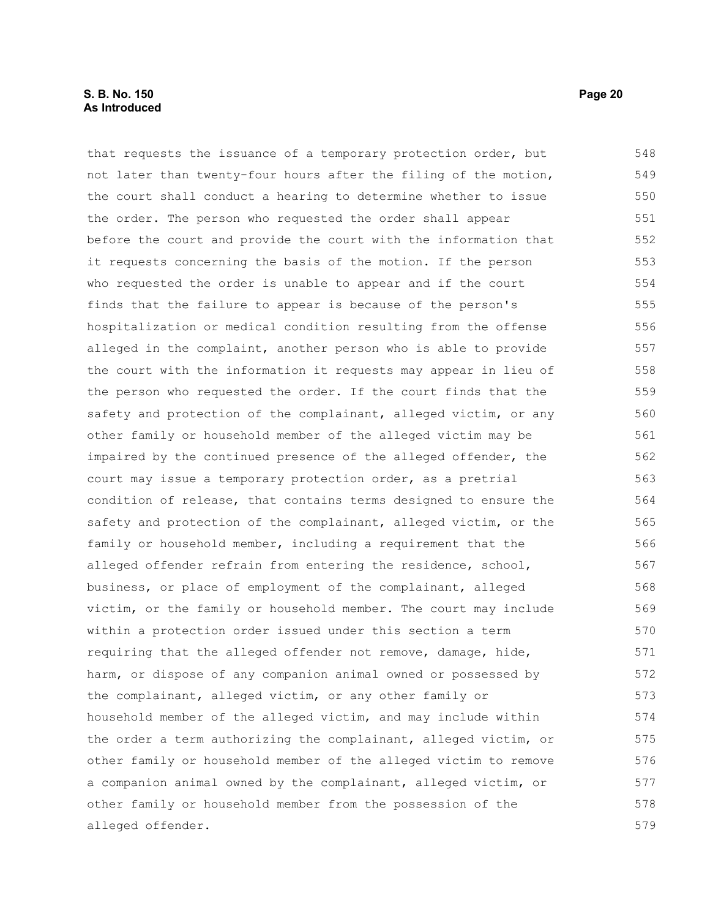that requests the issuance of a temporary protection order, but not later than twenty-four hours after the filing of the motion, the court shall conduct a hearing to determine whether to issue the order. The person who requested the order shall appear before the court and provide the court with the information that it requests concerning the basis of the motion. If the person who requested the order is unable to appear and if the court finds that the failure to appear is because of the person's hospitalization or medical condition resulting from the offense alleged in the complaint, another person who is able to provide the court with the information it requests may appear in lieu of the person who requested the order. If the court finds that the safety and protection of the complainant, alleged victim, or any other family or household member of the alleged victim may be impaired by the continued presence of the alleged offender, the court may issue a temporary protection order, as a pretrial condition of release, that contains terms designed to ensure the safety and protection of the complainant, alleged victim, or the family or household member, including a requirement that the alleged offender refrain from entering the residence, school, business, or place of employment of the complainant, alleged victim, or the family or household member. The court may include within a protection order issued under this section a term requiring that the alleged offender not remove, damage, hide, harm, or dispose of any companion animal owned or possessed by the complainant, alleged victim, or any other family or household member of the alleged victim, and may include within the order a term authorizing the complainant, alleged victim, or other family or household member of the alleged victim to remove a companion animal owned by the complainant, alleged victim, or other family or household member from the possession of the alleged offender.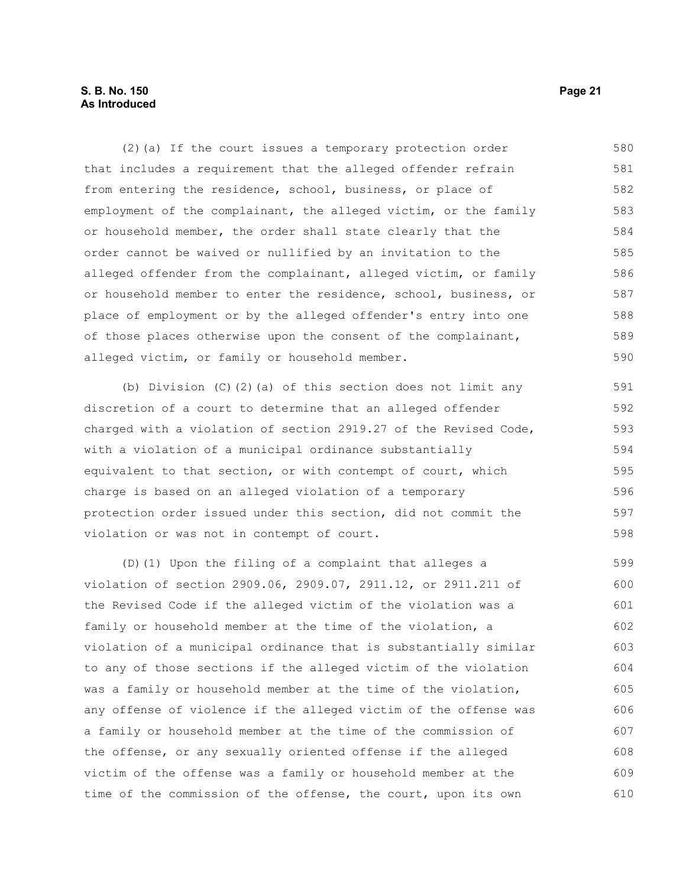(2)(a) If the court issues a temporary protection order that includes a requirement that the alleged offender refrain from entering the residence, school, business, or place of employment of the complainant, the alleged victim, or the family or household member, the order shall state clearly that the order cannot be waived or nullified by an invitation to the alleged offender from the complainant, alleged victim, or family or household member to enter the residence, school, business, or place of employment or by the alleged offender's entry into one of those places otherwise upon the consent of the complainant, alleged victim, or family or household member.

(b) Division (C)(2)(a) of this section does not limit any discretion of a court to determine that an alleged offender charged with a violation of section 2919.27 of the Revised Code, with a violation of a municipal ordinance substantially equivalent to that section, or with contempt of court, which charge is based on an alleged violation of a temporary protection order issued under this section, did not commit the violation or was not in contempt of court.

(D)(1) Upon the filing of a complaint that alleges a violation of section 2909.06, 2909.07, 2911.12, or 2911.211 of the Revised Code if the alleged victim of the violation was a family or household member at the time of the violation, a violation of a municipal ordinance that is substantially similar to any of those sections if the alleged victim of the violation was a family or household member at the time of the violation, any offense of violence if the alleged victim of the offense was a family or household member at the time of the commission of the offense, or any sexually oriented offense if the alleged victim of the offense was a family or household member at the time of the commission of the offense, the court, upon its own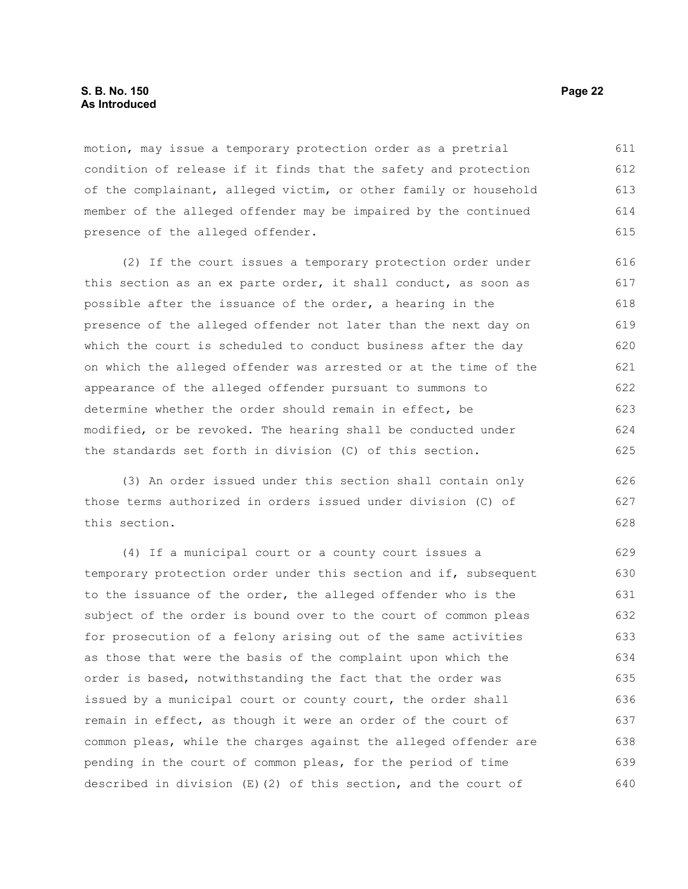motion, may issue a temporary protection order as a pretrial condition of release if it finds that the safety and protection of the complainant, alleged victim, or other family or household member of the alleged offender may be impaired by the continued presence of the alleged offender.

(2) If the court issues a temporary protection order under this section as an ex parte order, it shall conduct, as soon as possible after the issuance of the order, a hearing in the presence of the alleged offender not later than the next day on which the court is scheduled to conduct business after the day on which the alleged offender was arrested or at the time of the appearance of the alleged offender pursuant to summons to determine whether the order should remain in effect, be modified, or be revoked. The hearing shall be conducted under the standards set forth in division (C) of this section.

(3) An order issued under this section shall contain only those terms authorized in orders issued under division (C) of this section.

(4) If a municipal court or a county court issues a temporary protection order under this section and if, subsequent to the issuance of the order, the alleged offender who is the subject of the order is bound over to the court of common pleas for prosecution of a felony arising out of the same activities as those that were the basis of the complaint upon which the order is based, notwithstanding the fact that the order was issued by a municipal court or county court, the order shall remain in effect, as though it were an order of the court of common pleas, while the charges against the alleged offender are pending in the court of common pleas, for the period of time described in division (E)(2) of this section, and the court of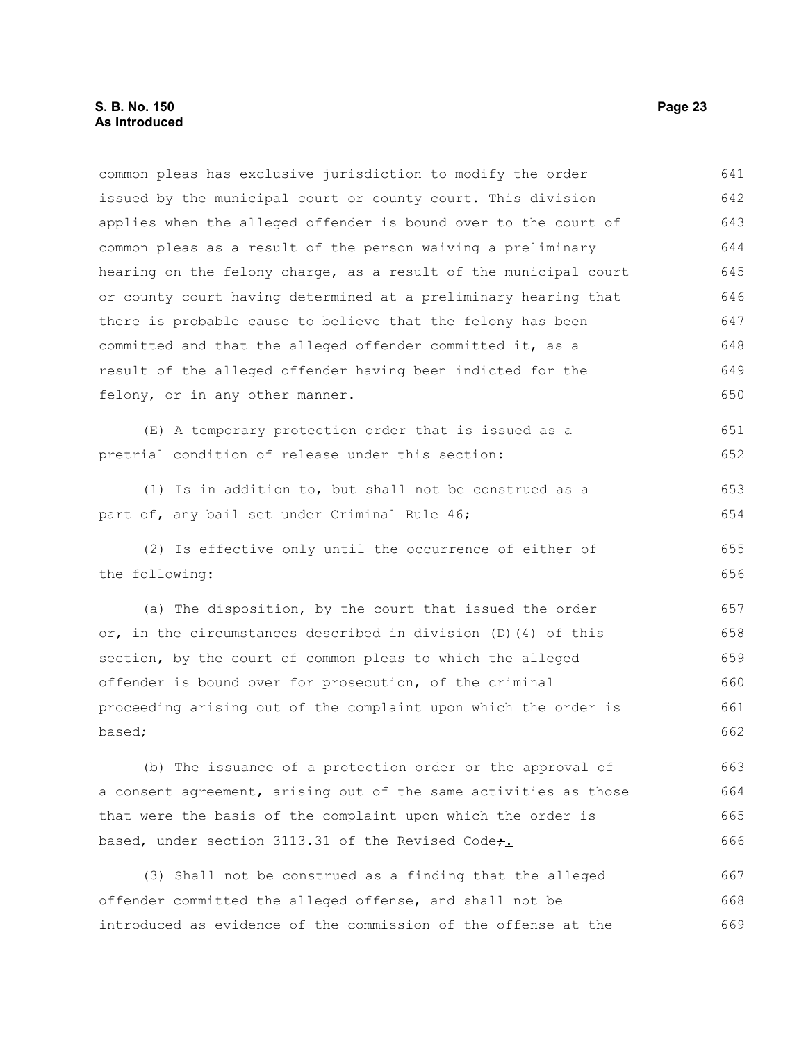common pleas has exclusive jurisdiction to modify the order issued by the municipal court or county court. This division applies when the alleged offender is bound over to the court of common pleas as a result of the person waiving a preliminary hearing on the felony charge, as a result of the municipal court or county court having determined at a preliminary hearing that there is probable cause to believe that the felony has been committed and that the alleged offender committed it, as a result of the alleged offender having been indicted for the felony, or in any other manner.

(E) A temporary protection order that is issued as a pretrial condition of release under this section:

(1) Is in addition to, but shall not be construed as a part of, any bail set under Criminal Rule 46;

(2) Is effective only until the occurrence of either of the following:

(a) The disposition, by the court that issued the order or, in the circumstances described in division (D)(4) of this section, by the court of common pleas to which the alleged offender is bound over for prosecution, of the criminal proceeding arising out of the complaint upon which the order is based;

(b) The issuance of a protection order or the approval of a consent agreement, arising out of the same activities as those that were the basis of the complaint upon which the order is based, under section 3113.31 of the Revised Code;.

(3) Shall not be construed as a finding that the alleged offender committed the alleged offense, and shall not be introduced as evidence of the commission of the offense at the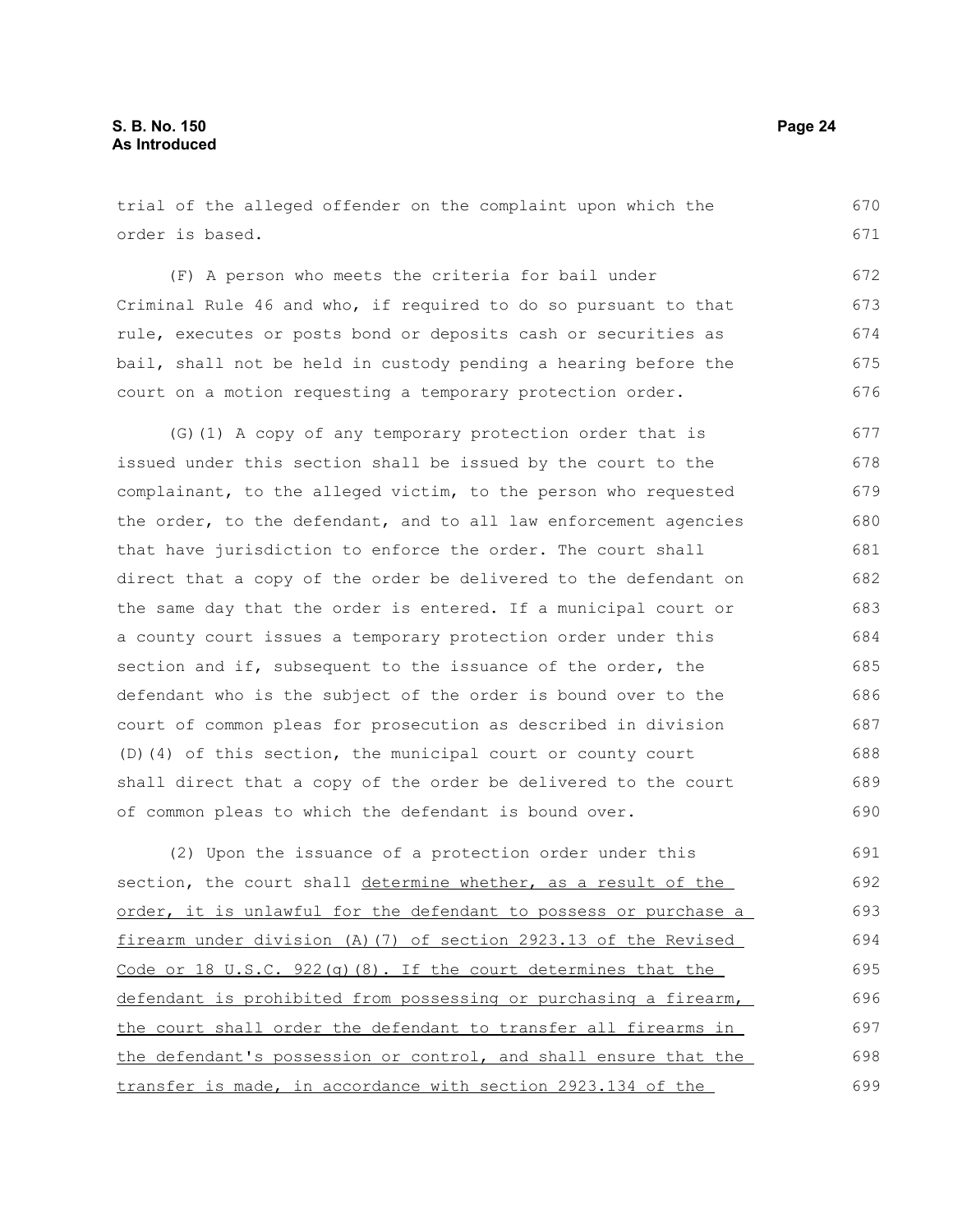trial of the alleged offender on the complaint upon which the order is based.

(F) A person who meets the criteria for bail under Criminal Rule 46 and who, if required to do so pursuant to that rule, executes or posts bond or deposits cash or securities as bail, shall not be held in custody pending a hearing before the court on a motion requesting a temporary protection order.

(G)(1) A copy of any temporary protection order that is issued under this section shall be issued by the court to the complainant, to the alleged victim, to the person who requested the order, to the defendant, and to all law enforcement agencies that have jurisdiction to enforce the order. The court shall direct that a copy of the order be delivered to the defendant on the same day that the order is entered. If a municipal court or a county court issues a temporary protection order under this section and if, subsequent to the issuance of the order, the defendant who is the subject of the order is bound over to the court of common pleas for prosecution as described in division (D)(4) of this section, the municipal court or county court shall direct that a copy of the order be delivered to the court of common pleas to which the defendant is bound over.

(2) Upon the issuance of a protection order under this section, the court shall <u>determine whether, as a result of the order, it is unlawful for the defendant to possess or purchase a firearm under division (A)(7) of section 2923.13 of the Revised Code or 18 U.S.C. 922(g)(8). If the court determines that the defendant is prohibited from possessing or purchasing a firearm, the court shall order the defendant to transfer all firearms in the defendant's possession or control, and shall ensure that the transfer is made, in accordance with section 2923.134 of the</u>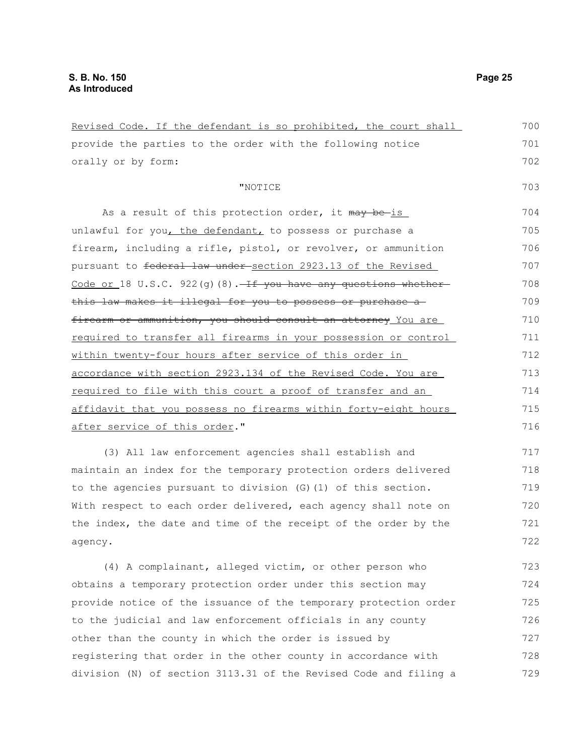Revised Code. If the defendant is so prohibited, the court shall provide the parties to the order with the following notice orally or by form:

"NOTICE

As a result of this protection order, it ~~may be~~ is unlawful for you, the defendant, to possess or purchase a firearm, including a rifle, pistol, or revolver, or ammunition pursuant to ~~federal law under~~ section 2923.13 of the Revised Code or 18 U.S.C. 922(g)(8). ~~If you have any questions whether this law makes it illegal for you to possess or purchase a firearm or ammunition, you should consult an attorney~~ You are required to transfer all firearms in your possession or control within twenty-four hours after service of this order in accordance with section 2923.134 of the Revised Code. You are required to file with this court a proof of transfer and an affidavit that you possess no firearms within forty-eight hours after service of this order."

(3) All law enforcement agencies shall establish and maintain an index for the temporary protection orders delivered to the agencies pursuant to division (G)(1) of this section. With respect to each order delivered, each agency shall note on the index, the date and time of the receipt of the order by the agency.

(4) A complainant, alleged victim, or other person who obtains a temporary protection order under this section may provide notice of the issuance of the temporary protection order to the judicial and law enforcement officials in any county other than the county in which the order is issued by registering that order in the other county in accordance with division (N) of section 3113.31 of the Revised Code and filing a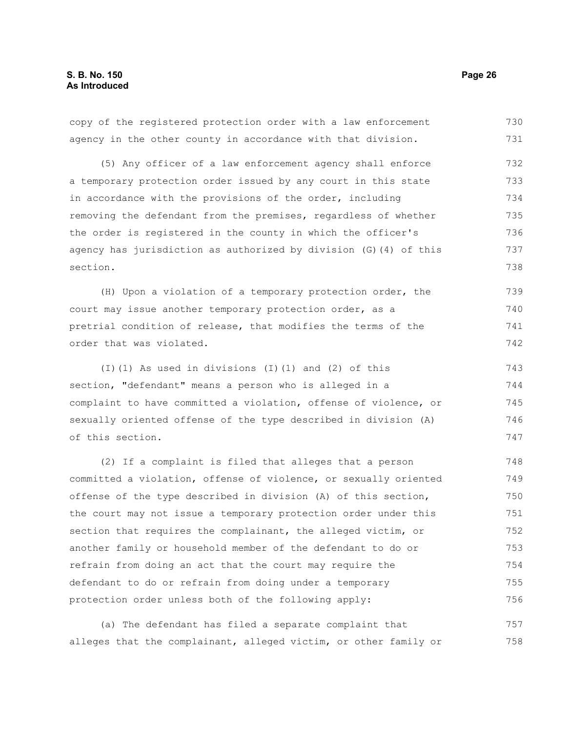copy of the registered protection order with a law enforcement agency in the other county in accordance with that division.

(5) Any officer of a law enforcement agency shall enforce a temporary protection order issued by any court in this state in accordance with the provisions of the order, including removing the defendant from the premises, regardless of whether the order is registered in the county in which the officer's agency has jurisdiction as authorized by division (G)(4) of this section.

(H) Upon a violation of a temporary protection order, the court may issue another temporary protection order, as a pretrial condition of release, that modifies the terms of the order that was violated.

(I)(1) As used in divisions (I)(1) and (2) of this section, "defendant" means a person who is alleged in a complaint to have committed a violation, offense of violence, or sexually oriented offense of the type described in division (A) of this section.

(2) If a complaint is filed that alleges that a person committed a violation, offense of violence, or sexually oriented offense of the type described in division (A) of this section, the court may not issue a temporary protection order under this section that requires the complainant, the alleged victim, or another family or household member of the defendant to do or refrain from doing an act that the court may require the defendant to do or refrain from doing under a temporary protection order unless both of the following apply:

(a) The defendant has filed a separate complaint that alleges that the complainant, alleged victim, or other family or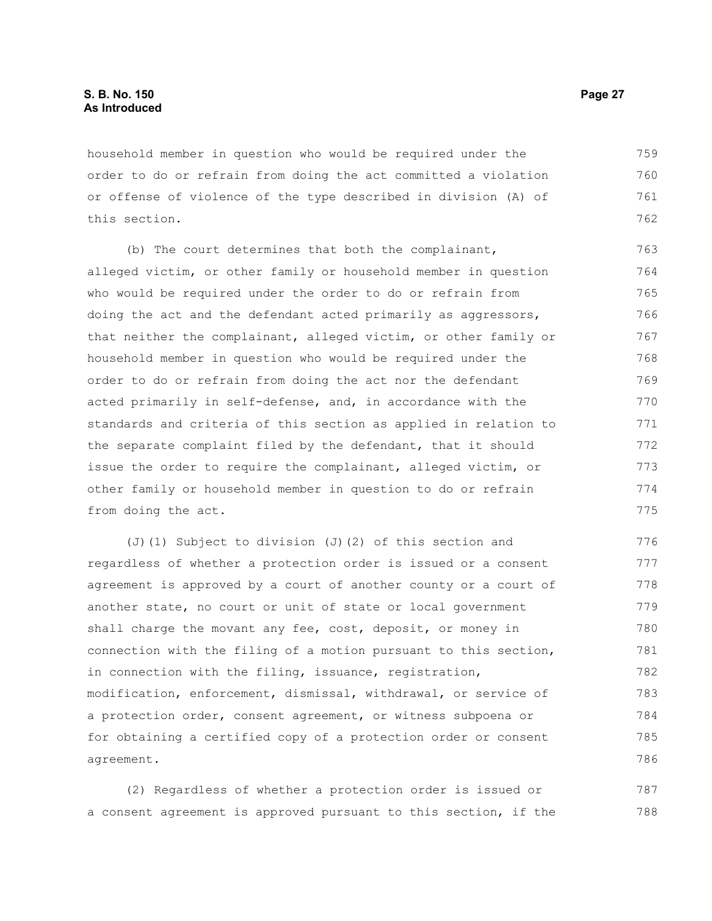household member in question who would be required under the order to do or refrain from doing the act committed a violation or offense of violence of the type described in division (A) of this section.

(b) The court determines that both the complainant, alleged victim, or other family or household member in question who would be required under the order to do or refrain from doing the act and the defendant acted primarily as aggressors, that neither the complainant, alleged victim, or other family or household member in question who would be required under the order to do or refrain from doing the act nor the defendant acted primarily in self-defense, and, in accordance with the standards and criteria of this section as applied in relation to the separate complaint filed by the defendant, that it should issue the order to require the complainant, alleged victim, or other family or household member in question to do or refrain from doing the act.

(J)(1) Subject to division (J)(2) of this section and regardless of whether a protection order is issued or a consent agreement is approved by a court of another county or a court of another state, no court or unit of state or local government shall charge the movant any fee, cost, deposit, or money in connection with the filing of a motion pursuant to this section, in connection with the filing, issuance, registration, modification, enforcement, dismissal, withdrawal, or service of a protection order, consent agreement, or witness subpoena or for obtaining a certified copy of a protection order or consent agreement.

(2) Regardless of whether a protection order is issued or a consent agreement is approved pursuant to this section, if the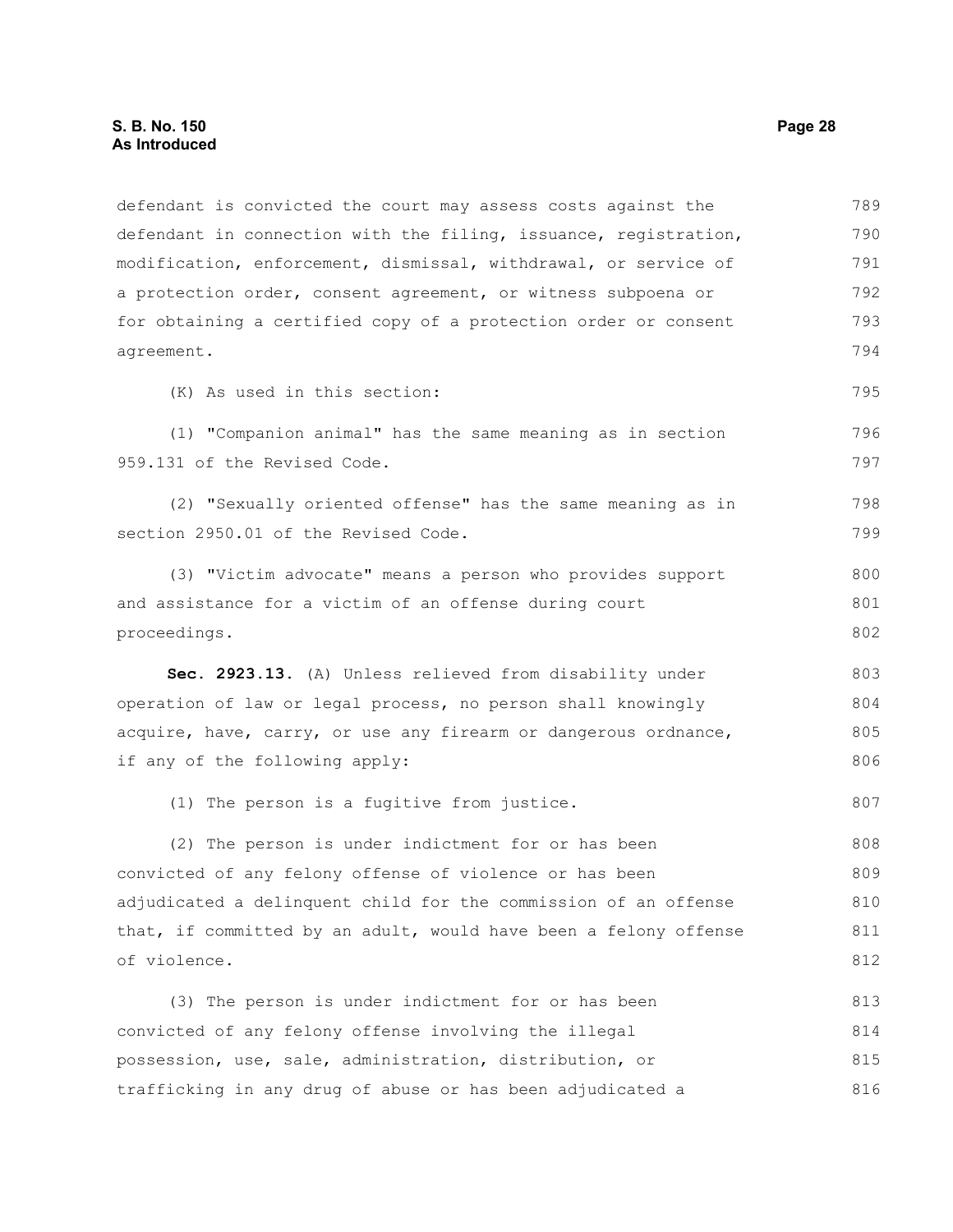defendant is convicted the court may assess costs against the defendant in connection with the filing, issuance, registration, modification, enforcement, dismissal, withdrawal, or service of a protection order, consent agreement, or witness subpoena or for obtaining a certified copy of a protection order or consent agreement.

(K) As used in this section:

(1) "Companion animal" has the same meaning as in section 959.131 of the Revised Code.

(2) "Sexually oriented offense" has the same meaning as in section 2950.01 of the Revised Code.

(3) "Victim advocate" means a person who provides support and assistance for a victim of an offense during court proceedings.

**Sec. 2923.13.** (A) Unless relieved from disability under operation of law or legal process, no person shall knowingly acquire, have, carry, or use any firearm or dangerous ordnance, if any of the following apply:

(1) The person is a fugitive from justice.

(2) The person is under indictment for or has been convicted of any felony offense of violence or has been adjudicated a delinquent child for the commission of an offense that, if committed by an adult, would have been a felony offense of violence.

(3) The person is under indictment for or has been convicted of any felony offense involving the illegal possession, use, sale, administration, distribution, or trafficking in any drug of abuse or has been adjudicated a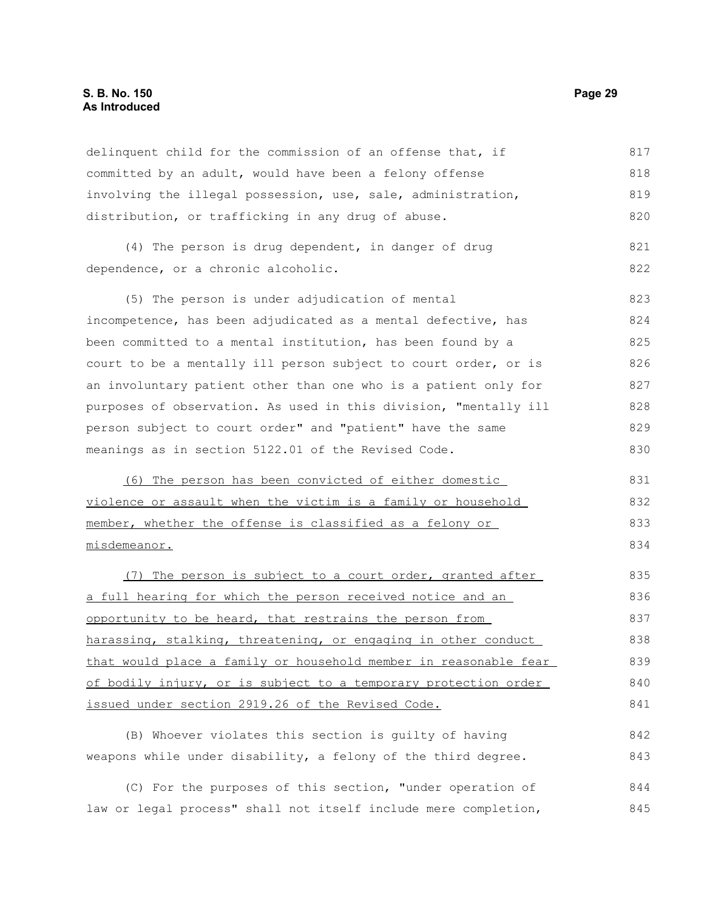delinquent child for the commission of an offense that, if committed by an adult, would have been a felony offense involving the illegal possession, use, sale, administration, distribution, or trafficking in any drug of abuse.

(4) The person is drug dependent, in danger of drug dependence, or a chronic alcoholic.

(5) The person is under adjudication of mental incompetence, has been adjudicated as a mental defective, has been committed to a mental institution, has been found by a court to be a mentally ill person subject to court order, or is an involuntary patient other than one who is a patient only for purposes of observation. As used in this division, "mentally ill person subject to court order" and "patient" have the same meanings as in section 5122.01 of the Revised Code.

<u>(6) The person has been convicted of either domestic violence or assault when the victim is a family or household member, whether the offense is classified as a felony or misdemeanor.</u>

<u>(7) The person is subject to a court order, granted after a full hearing for which the person received notice and an opportunity to be heard, that restrains the person from harassing, stalking, threatening, or engaging in other conduct that would place a family or household member in reasonable fear of bodily injury, or is subject to a temporary protection order issued under section 2919.26 of the Revised Code.</u>

(B) Whoever violates this section is guilty of having weapons while under disability, a felony of the third degree.

(C) For the purposes of this section, "under operation of law or legal process" shall not itself include mere completion,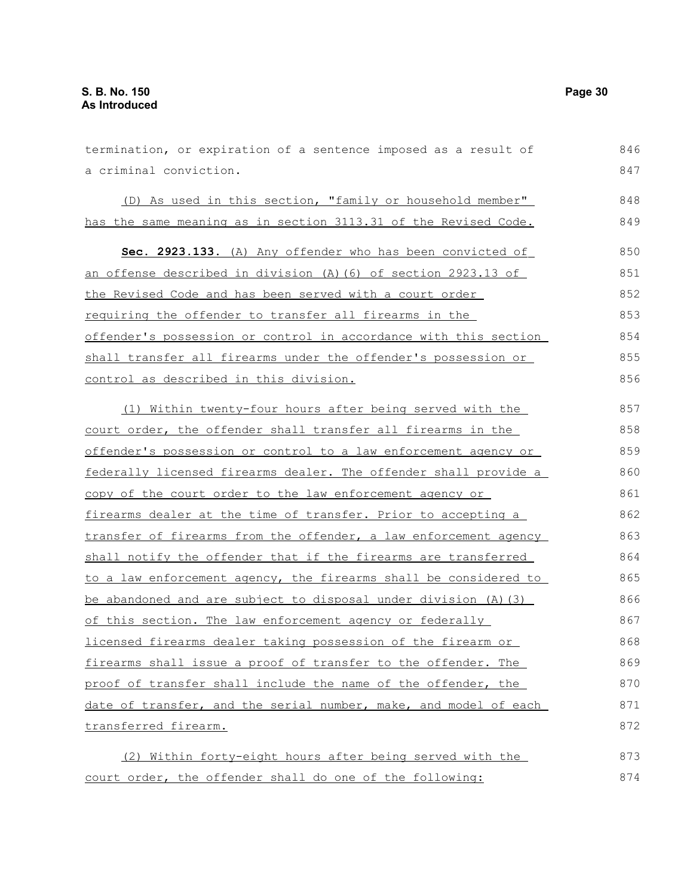termination, or expiration of a sentence imposed as a result of a criminal conviction.

(D) As used in this section, "family or household member" has the same meaning as in section 3113.31 of the Revised Code.

**Sec. 2923.133.** (A) Any offender who has been convicted of an offense described in division (A)(6) of section 2923.13 of the Revised Code and has been served with a court order requiring the offender to transfer all firearms in the offender's possession or control in accordance with this section shall transfer all firearms under the offender's possession or control as described in this division.

(1) Within twenty-four hours after being served with the court order, the offender shall transfer all firearms in the offender's possession or control to a law enforcement agency or federally licensed firearms dealer. The offender shall provide a copy of the court order to the law enforcement agency or firearms dealer at the time of transfer. Prior to accepting a transfer of firearms from the offender, a law enforcement agency shall notify the offender that if the firearms are transferred to a law enforcement agency, the firearms shall be considered to be abandoned and are subject to disposal under division (A)(3) of this section. The law enforcement agency or federally licensed firearms dealer taking possession of the firearm or firearms shall issue a proof of transfer to the offender. The proof of transfer shall include the name of the offender, the date of transfer, and the serial number, make, and model of each transferred firearm.

(2) Within forty-eight hours after being served with the court order, the offender shall do one of the following: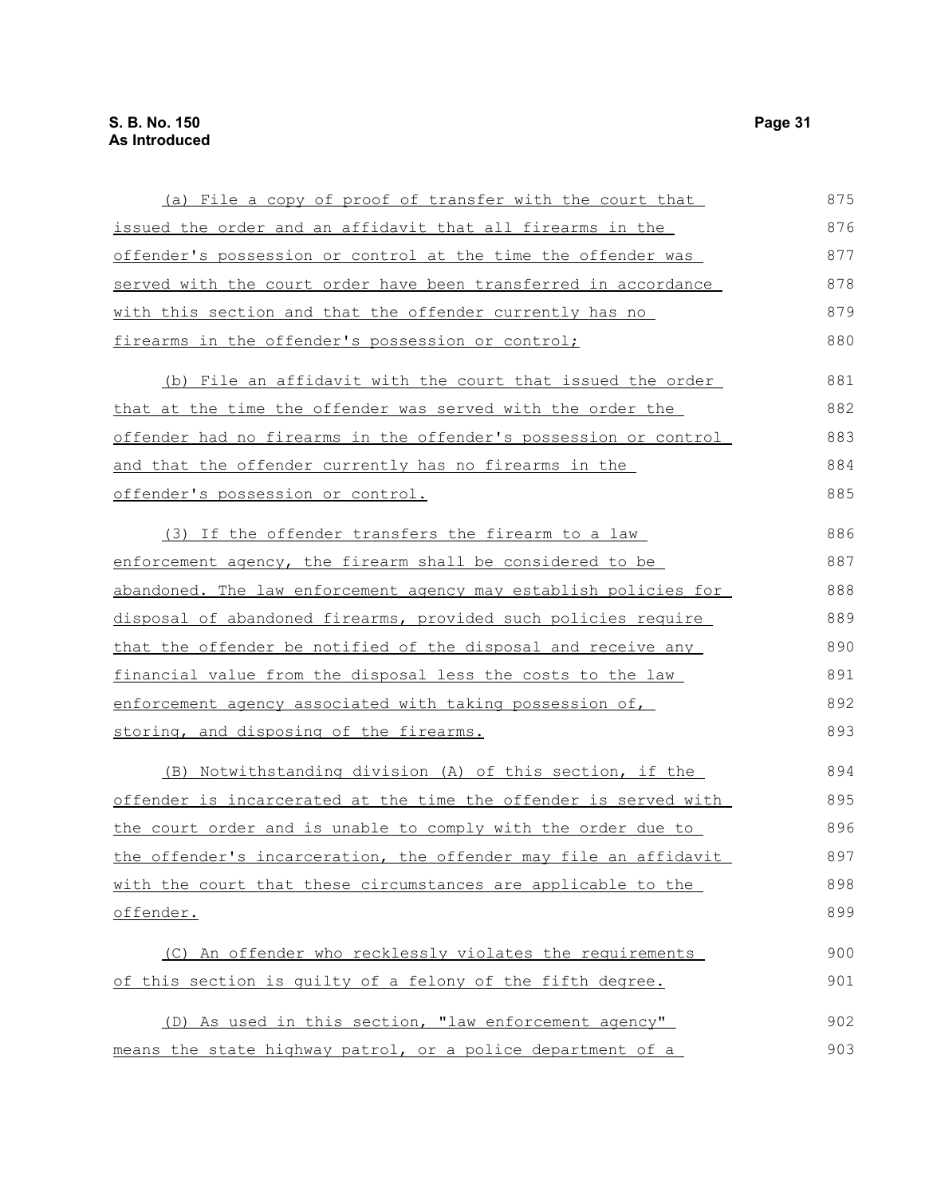(a) File a copy of proof of transfer with the court that issued the order and an affidavit that all firearms in the offender's possession or control at the time the offender was served with the court order have been transferred in accordance with this section and that the offender currently has no firearms in the offender's possession or control;

(b) File an affidavit with the court that issued the order that at the time the offender was served with the order the offender had no firearms in the offender's possession or control and that the offender currently has no firearms in the offender's possession or control.

(3) If the offender transfers the firearm to a law enforcement agency, the firearm shall be considered to be abandoned. The law enforcement agency may establish policies for disposal of abandoned firearms, provided such policies require that the offender be notified of the disposal and receive any financial value from the disposal less the costs to the law enforcement agency associated with taking possession of, storing, and disposing of the firearms.

(B) Notwithstanding division (A) of this section, if the offender is incarcerated at the time the offender is served with the court order and is unable to comply with the order due to the offender's incarceration, the offender may file an affidavit with the court that these circumstances are applicable to the offender.

(C) An offender who recklessly violates the requirements of this section is guilty of a felony of the fifth degree.

(D) As used in this section, "law enforcement agency" means the state highway patrol, or a police department of a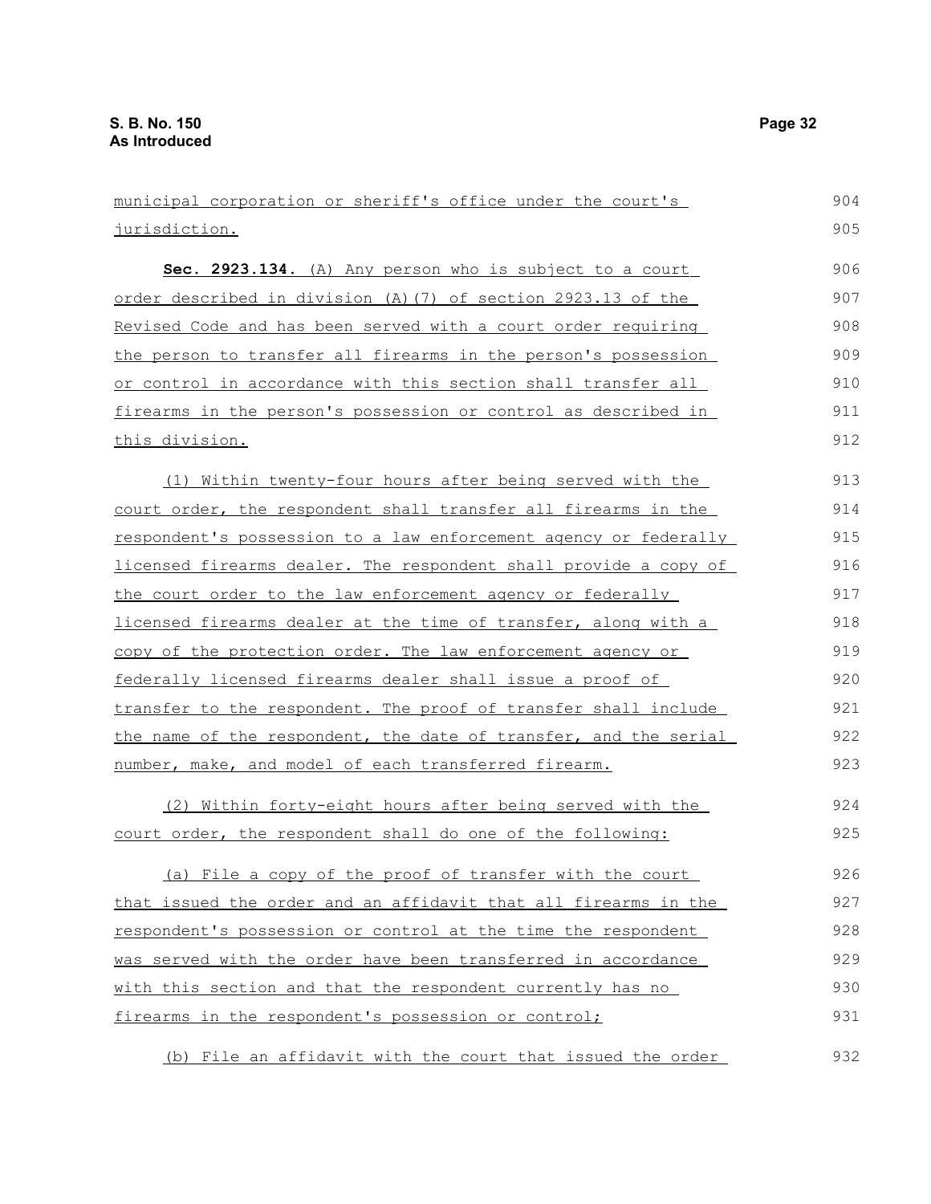municipal corporation or sheriff's office under the court's jurisdiction.

**Sec. 2923.134.** (A) Any person who is subject to a court order described in division (A)(7) of section 2923.13 of the Revised Code and has been served with a court order requiring the person to transfer all firearms in the person's possession or control in accordance with this section shall transfer all firearms in the person's possession or control as described in this division.

(1) Within twenty-four hours after being served with the court order, the respondent shall transfer all firearms in the respondent's possession to a law enforcement agency or federally licensed firearms dealer. The respondent shall provide a copy of the court order to the law enforcement agency or federally licensed firearms dealer at the time of transfer, along with a copy of the protection order. The law enforcement agency or federally licensed firearms dealer shall issue a proof of transfer to the respondent. The proof of transfer shall include the name of the respondent, the date of transfer, and the serial number, make, and model of each transferred firearm.

(2) Within forty-eight hours after being served with the court order, the respondent shall do one of the following:

(a) File a copy of the proof of transfer with the court that issued the order and an affidavit that all firearms in the respondent's possession or control at the time the respondent was served with the order have been transferred in accordance with this section and that the respondent currently has no firearms in the respondent's possession or control;

(b) File an affidavit with the court that issued the order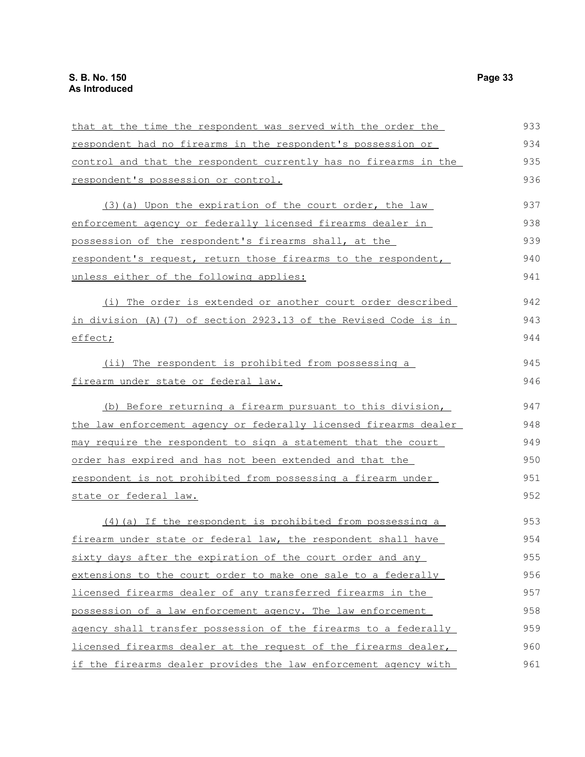that at the time the respondent was served with the order the respondent had no firearms in the respondent's possession or control and that the respondent currently has no firearms in the respondent's possession or control.

(3)(a) Upon the expiration of the court order, the law enforcement agency or federally licensed firearms dealer in possession of the respondent's firearms shall, at the respondent's request, return those firearms to the respondent, unless either of the following applies:

(i) The order is extended or another court order described in division (A)(7) of section 2923.13 of the Revised Code is in effect;

(ii) The respondent is prohibited from possessing a firearm under state or federal law.

(b) Before returning a firearm pursuant to this division, the law enforcement agency or federally licensed firearms dealer may require the respondent to sign a statement that the court order has expired and has not been extended and that the respondent is not prohibited from possessing a firearm under state or federal law.

(4)(a) If the respondent is prohibited from possessing a firearm under state or federal law, the respondent shall have sixty days after the expiration of the court order and any extensions to the court order to make one sale to a federally licensed firearms dealer of any transferred firearms in the possession of a law enforcement agency. The law enforcement agency shall transfer possession of the firearms to a federally licensed firearms dealer at the request of the firearms dealer, if the firearms dealer provides the law enforcement agency with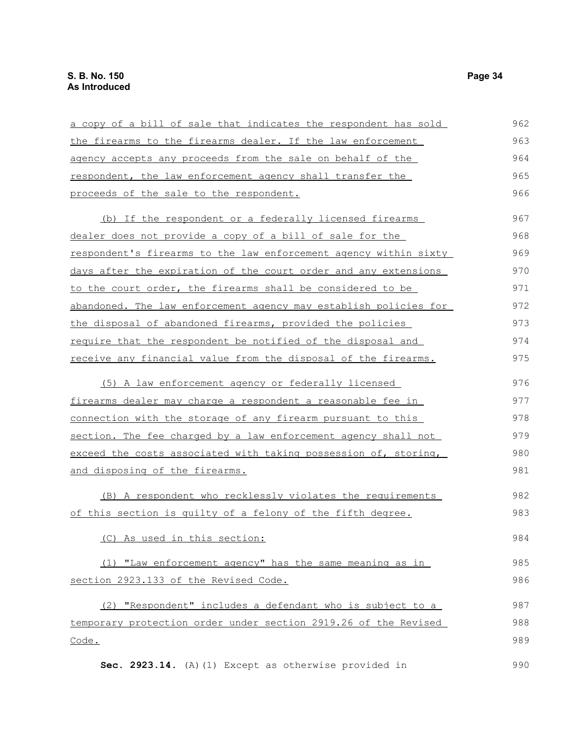a copy of a bill of sale that indicates the respondent has sold the firearms to the firearms dealer. If the law enforcement agency accepts any proceeds from the sale on behalf of the respondent, the law enforcement agency shall transfer the proceeds of the sale to the respondent.

(b) If the respondent or a federally licensed firearms dealer does not provide a copy of a bill of sale for the respondent's firearms to the law enforcement agency within sixty days after the expiration of the court order and any extensions to the court order, the firearms shall be considered to be abandoned. The law enforcement agency may establish policies for the disposal of abandoned firearms, provided the policies require that the respondent be notified of the disposal and receive any financial value from the disposal of the firearms.

(5) A law enforcement agency or federally licensed firearms dealer may charge a respondent a reasonable fee in connection with the storage of any firearm pursuant to this section. The fee charged by a law enforcement agency shall not exceed the costs associated with taking possession of, storing, and disposing of the firearms.

(B) A respondent who recklessly violates the requirements of this section is guilty of a felony of the fifth degree.

(C) As used in this section:

(1) "Law enforcement agency" has the same meaning as in section 2923.133 of the Revised Code.

(2) "Respondent" includes a defendant who is subject to a temporary protection order under section 2919.26 of the Revised Code.

**Sec. 2923.14.** (A)(1) Except as otherwise provided in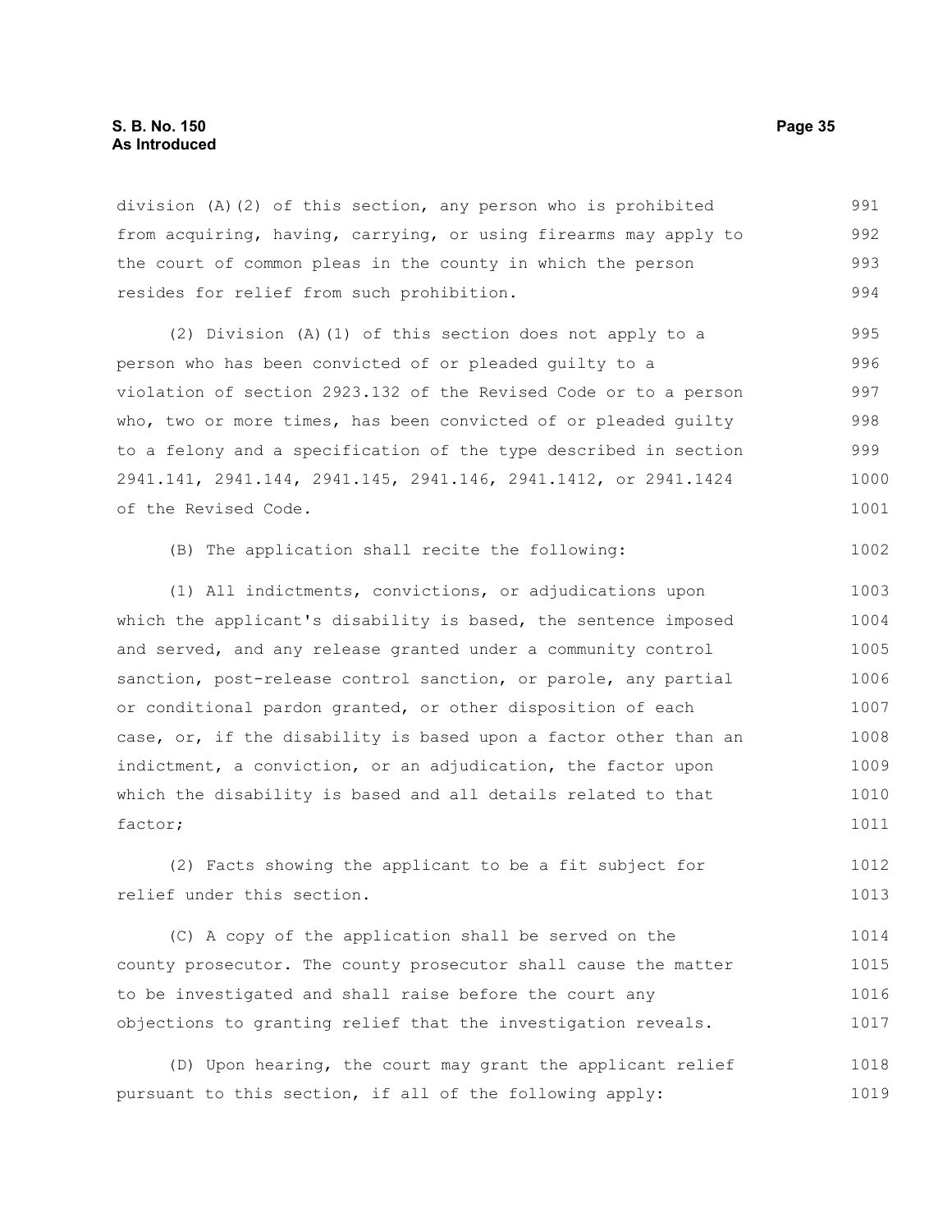division (A)(2) of this section, any person who is prohibited from acquiring, having, carrying, or using firearms may apply to the court of common pleas in the county in which the person resides for relief from such prohibition.

(2) Division (A)(1) of this section does not apply to a person who has been convicted of or pleaded guilty to a violation of section 2923.132 of the Revised Code or to a person who, two or more times, has been convicted of or pleaded guilty to a felony and a specification of the type described in section 2941.141, 2941.144, 2941.145, 2941.146, 2941.1412, or 2941.1424 of the Revised Code.

(B) The application shall recite the following:

(1) All indictments, convictions, or adjudications upon which the applicant's disability is based, the sentence imposed and served, and any release granted under a community control sanction, post-release control sanction, or parole, any partial or conditional pardon granted, or other disposition of each case, or, if the disability is based upon a factor other than an indictment, a conviction, or an adjudication, the factor upon which the disability is based and all details related to that factor;

(2) Facts showing the applicant to be a fit subject for relief under this section.

(C) A copy of the application shall be served on the county prosecutor. The county prosecutor shall cause the matter to be investigated and shall raise before the court any objections to granting relief that the investigation reveals.

(D) Upon hearing, the court may grant the applicant relief pursuant to this section, if all of the following apply: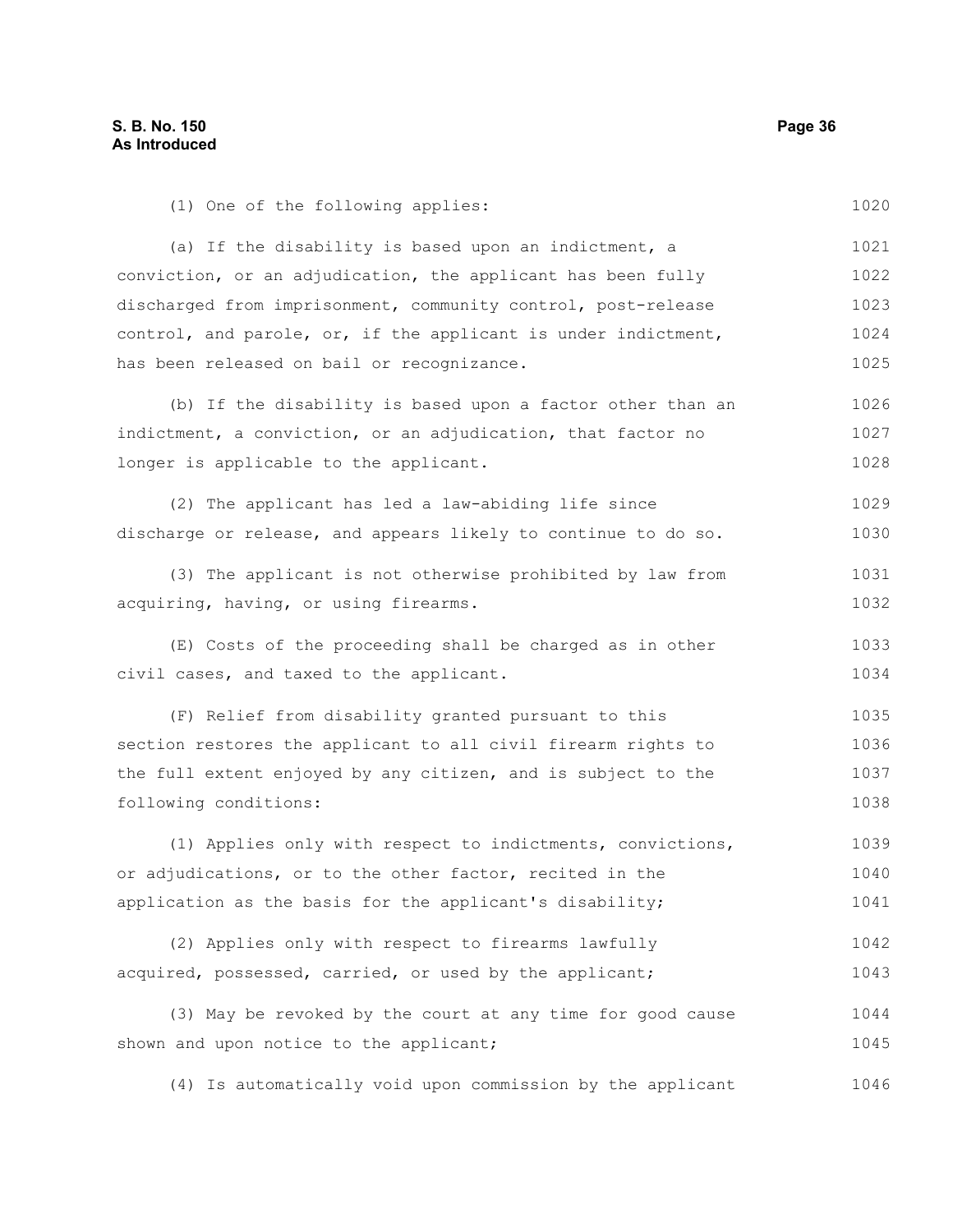(1) One of the following applies:

(a) If the disability is based upon an indictment, a conviction, or an adjudication, the applicant has been fully discharged from imprisonment, community control, post-release control, and parole, or, if the applicant is under indictment, has been released on bail or recognizance.

(b) If the disability is based upon a factor other than an indictment, a conviction, or an adjudication, that factor no longer is applicable to the applicant.

(2) The applicant has led a law-abiding life since discharge or release, and appears likely to continue to do so.

(3) The applicant is not otherwise prohibited by law from acquiring, having, or using firearms.

(E) Costs of the proceeding shall be charged as in other civil cases, and taxed to the applicant.

(F) Relief from disability granted pursuant to this section restores the applicant to all civil firearm rights to the full extent enjoyed by any citizen, and is subject to the following conditions:

(1) Applies only with respect to indictments, convictions, or adjudications, or to the other factor, recited in the application as the basis for the applicant's disability;

(2) Applies only with respect to firearms lawfully acquired, possessed, carried, or used by the applicant;

(3) May be revoked by the court at any time for good cause shown and upon notice to the applicant;

(4) Is automatically void upon commission by the applicant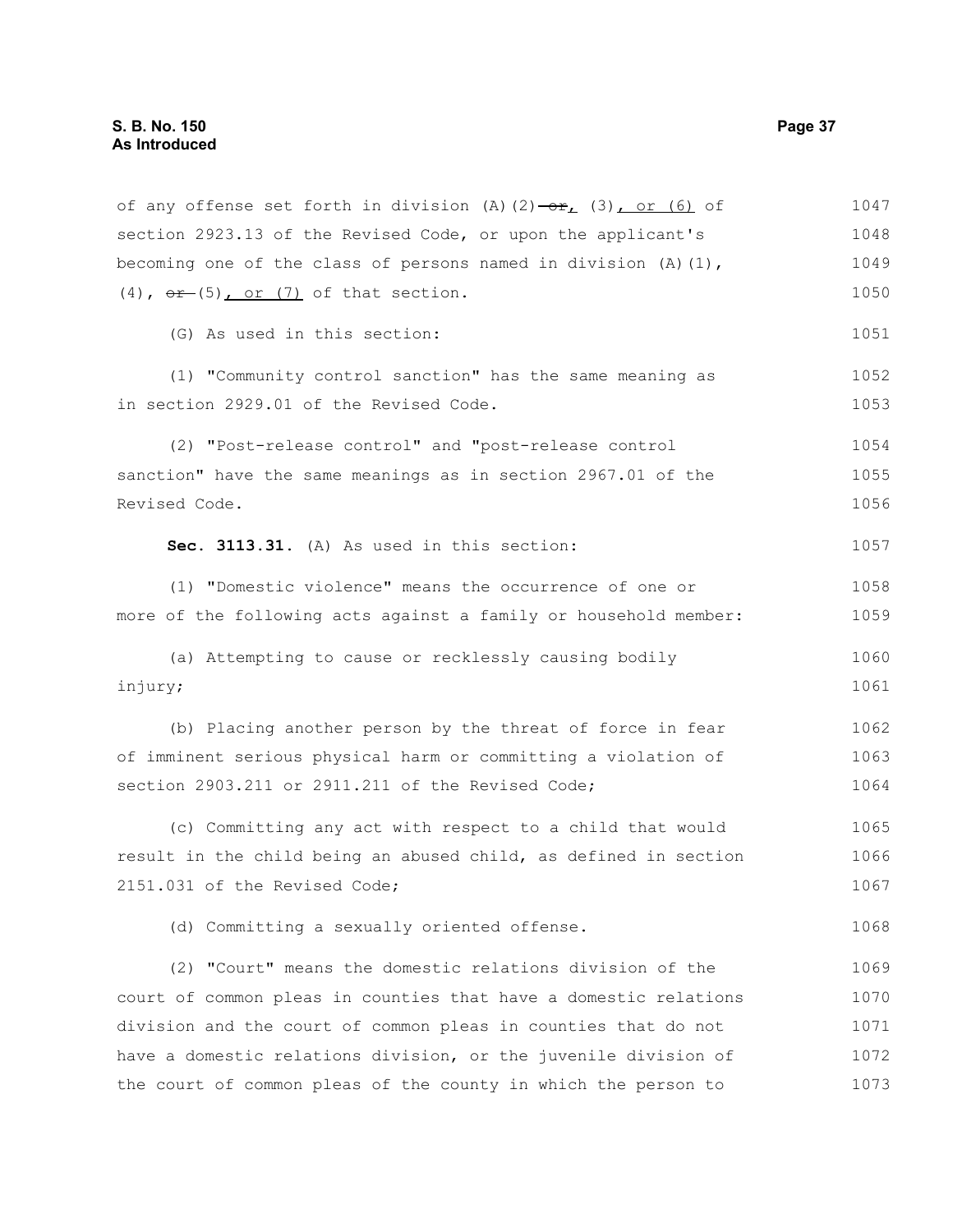of any offense set forth in division (A)(2) ~~or~~, (3), or (6) of section 2923.13 of the Revised Code, or upon the applicant's becoming one of the class of persons named in division (A)(1), (4), ~~or~~ (5), or (7) of that section.

(G) As used in this section:

(1) "Community control sanction" has the same meaning as in section 2929.01 of the Revised Code.

(2) "Post-release control" and "post-release control sanction" have the same meanings as in section 2967.01 of the Revised Code.

**Sec. 3113.31.** (A) As used in this section:

(1) "Domestic violence" means the occurrence of one or more of the following acts against a family or household member:

(a) Attempting to cause or recklessly causing bodily injury;

(b) Placing another person by the threat of force in fear of imminent serious physical harm or committing a violation of section 2903.211 or 2911.211 of the Revised Code;

(c) Committing any act with respect to a child that would result in the child being an abused child, as defined in section 2151.031 of the Revised Code;

(d) Committing a sexually oriented offense.

(2) "Court" means the domestic relations division of the court of common pleas in counties that have a domestic relations division and the court of common pleas in counties that do not have a domestic relations division, or the juvenile division of the court of common pleas of the county in which the person to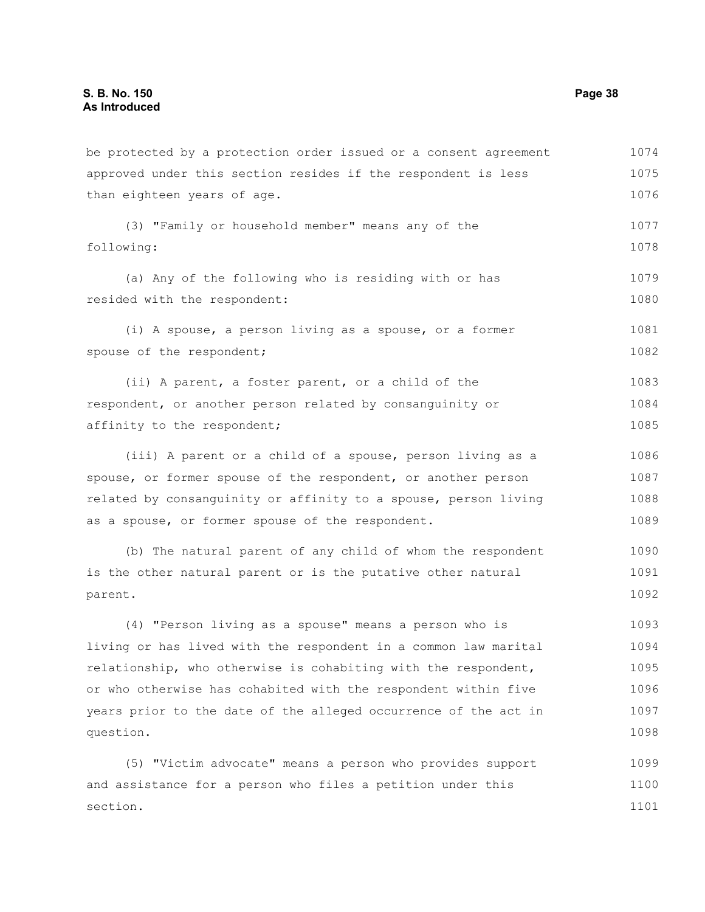be protected by a protection order issued or a consent agreement approved under this section resides if the respondent is less than eighteen years of age.

(3) "Family or household member" means any of the following:

(a) Any of the following who is residing with or has resided with the respondent:

(i) A spouse, a person living as a spouse, or a former spouse of the respondent;

(ii) A parent, a foster parent, or a child of the respondent, or another person related by consanguinity or affinity to the respondent;

(iii) A parent or a child of a spouse, person living as a spouse, or former spouse of the respondent, or another person related by consanguinity or affinity to a spouse, person living as a spouse, or former spouse of the respondent.

(b) The natural parent of any child of whom the respondent is the other natural parent or is the putative other natural parent.

(4) "Person living as a spouse" means a person who is living or has lived with the respondent in a common law marital relationship, who otherwise is cohabiting with the respondent, or who otherwise has cohabited with the respondent within five years prior to the date of the alleged occurrence of the act in question.

(5) "Victim advocate" means a person who provides support and assistance for a person who files a petition under this section.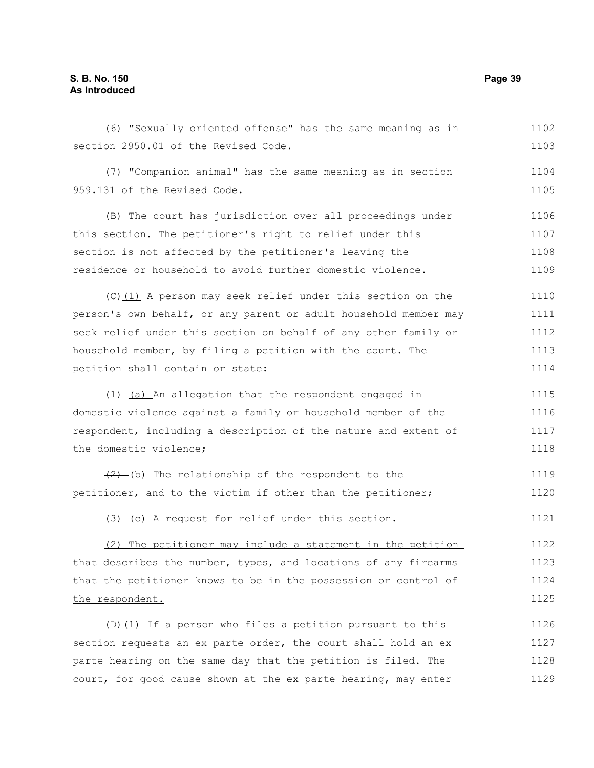(6) "Sexually oriented offense" has the same meaning as in section 2950.01 of the Revised Code.

(7) "Companion animal" has the same meaning as in section 959.131 of the Revised Code.

(B) The court has jurisdiction over all proceedings under this section. The petitioner's right to relief under this section is not affected by the petitioner's leaving the residence or household to avoid further domestic violence.

(C)(1) A person may seek relief under this section on the person's own behalf, or any parent or adult household member may seek relief under this section on behalf of any other family or household member, by filing a petition with the court. The petition shall contain or state:

~~(1)~~ (a) An allegation that the respondent engaged in domestic violence against a family or household member of the respondent, including a description of the nature and extent of the domestic violence;

~~(2)~~ (b) The relationship of the respondent to the petitioner, and to the victim if other than the petitioner;

~~(3)~~ (c) A request for relief under this section.

(2) The petitioner may include a statement in the petition that describes the number, types, and locations of any firearms that the petitioner knows to be in the possession or control of the respondent.

(D)(1) If a person who files a petition pursuant to this section requests an ex parte order, the court shall hold an ex parte hearing on the same day that the petition is filed. The court, for good cause shown at the ex parte hearing, may enter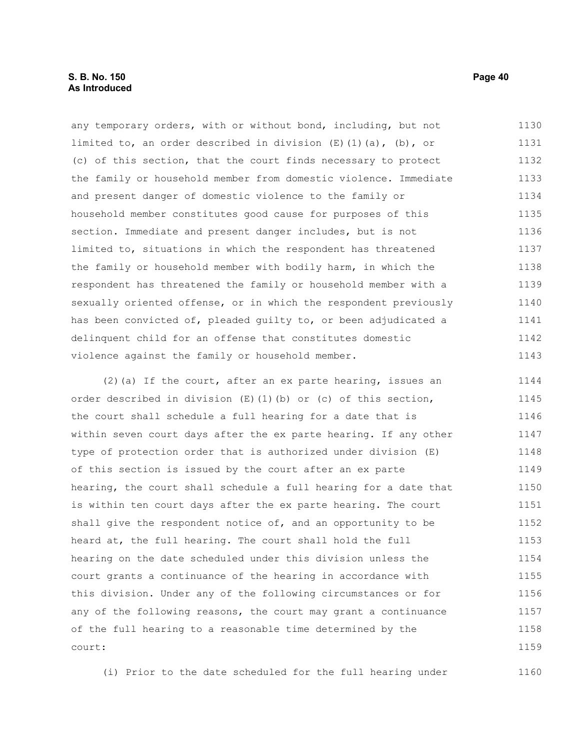any temporary orders, with or without bond, including, but not limited to, an order described in division (E)(1)(a), (b), or (c) of this section, that the court finds necessary to protect the family or household member from domestic violence. Immediate and present danger of domestic violence to the family or household member constitutes good cause for purposes of this section. Immediate and present danger includes, but is not limited to, situations in which the respondent has threatened the family or household member with bodily harm, in which the respondent has threatened the family or household member with a sexually oriented offense, or in which the respondent previously has been convicted of, pleaded guilty to, or been adjudicated a delinquent child for an offense that constitutes domestic violence against the family or household member.

(2)(a) If the court, after an ex parte hearing, issues an order described in division (E)(1)(b) or (c) of this section, the court shall schedule a full hearing for a date that is within seven court days after the ex parte hearing. If any other type of protection order that is authorized under division (E) of this section is issued by the court after an ex parte hearing, the court shall schedule a full hearing for a date that is within ten court days after the ex parte hearing. The court shall give the respondent notice of, and an opportunity to be heard at, the full hearing. The court shall hold the full hearing on the date scheduled under this division unless the court grants a continuance of the hearing in accordance with this division. Under any of the following circumstances or for any of the following reasons, the court may grant a continuance of the full hearing to a reasonable time determined by the court:

(i) Prior to the date scheduled for the full hearing under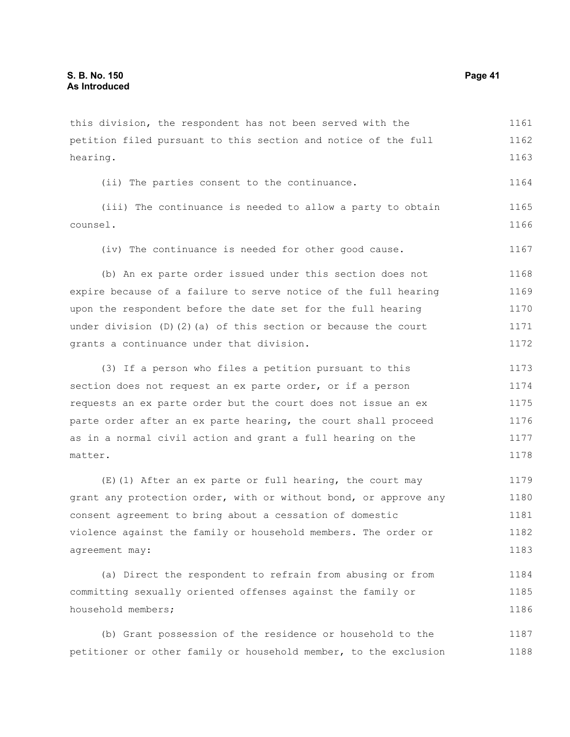this division, the respondent has not been served with the petition filed pursuant to this section and notice of the full hearing.

(ii) The parties consent to the continuance.

(iii) The continuance is needed to allow a party to obtain counsel.

(iv) The continuance is needed for other good cause.

(b) An ex parte order issued under this section does not expire because of a failure to serve notice of the full hearing upon the respondent before the date set for the full hearing under division (D)(2)(a) of this section or because the court grants a continuance under that division.

(3) If a person who files a petition pursuant to this section does not request an ex parte order, or if a person requests an ex parte order but the court does not issue an ex parte order after an ex parte hearing, the court shall proceed as in a normal civil action and grant a full hearing on the matter.

(E)(1) After an ex parte or full hearing, the court may grant any protection order, with or without bond, or approve any consent agreement to bring about a cessation of domestic violence against the family or household members. The order or agreement may:

(a) Direct the respondent to refrain from abusing or from committing sexually oriented offenses against the family or household members;

(b) Grant possession of the residence or household to the petitioner or other family or household member, to the exclusion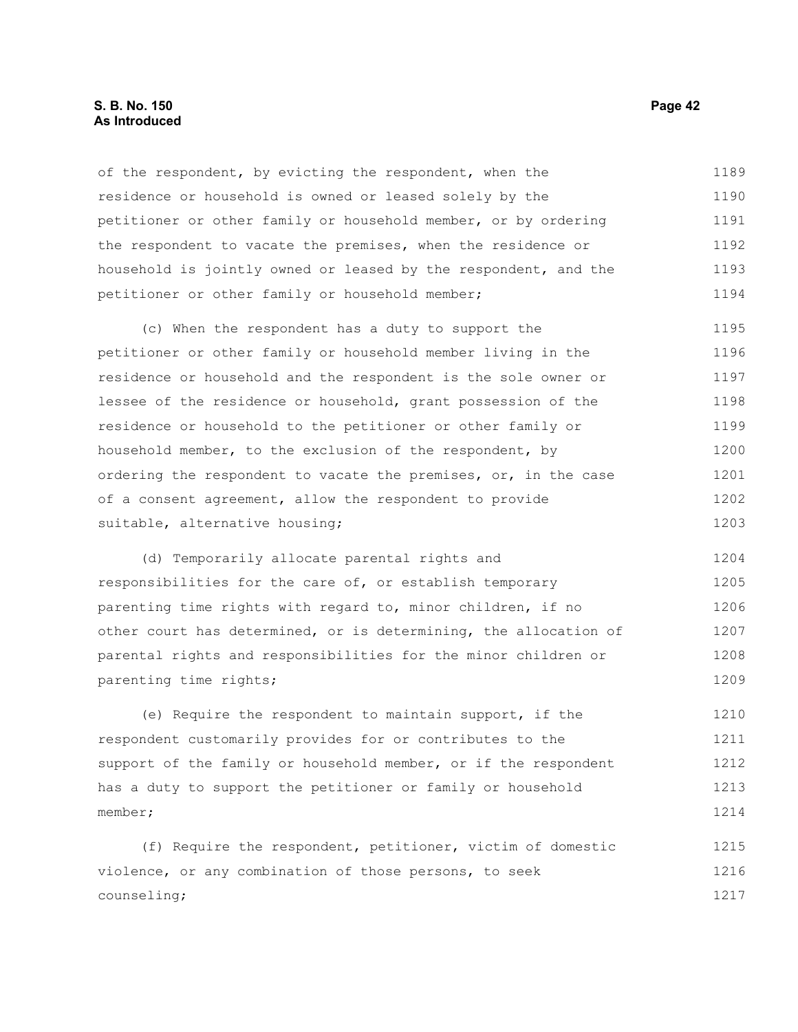of the respondent, by evicting the respondent, when the residence or household is owned or leased solely by the petitioner or other family or household member, or by ordering the respondent to vacate the premises, when the residence or household is jointly owned or leased by the respondent, and the petitioner or other family or household member;

(c) When the respondent has a duty to support the petitioner or other family or household member living in the residence or household and the respondent is the sole owner or lessee of the residence or household, grant possession of the residence or household to the petitioner or other family or household member, to the exclusion of the respondent, by ordering the respondent to vacate the premises, or, in the case of a consent agreement, allow the respondent to provide suitable, alternative housing;

(d) Temporarily allocate parental rights and responsibilities for the care of, or establish temporary parenting time rights with regard to, minor children, if no other court has determined, or is determining, the allocation of parental rights and responsibilities for the minor children or parenting time rights;

(e) Require the respondent to maintain support, if the respondent customarily provides for or contributes to the support of the family or household member, or if the respondent has a duty to support the petitioner or family or household member;

(f) Require the respondent, petitioner, victim of domestic violence, or any combination of those persons, to seek counseling;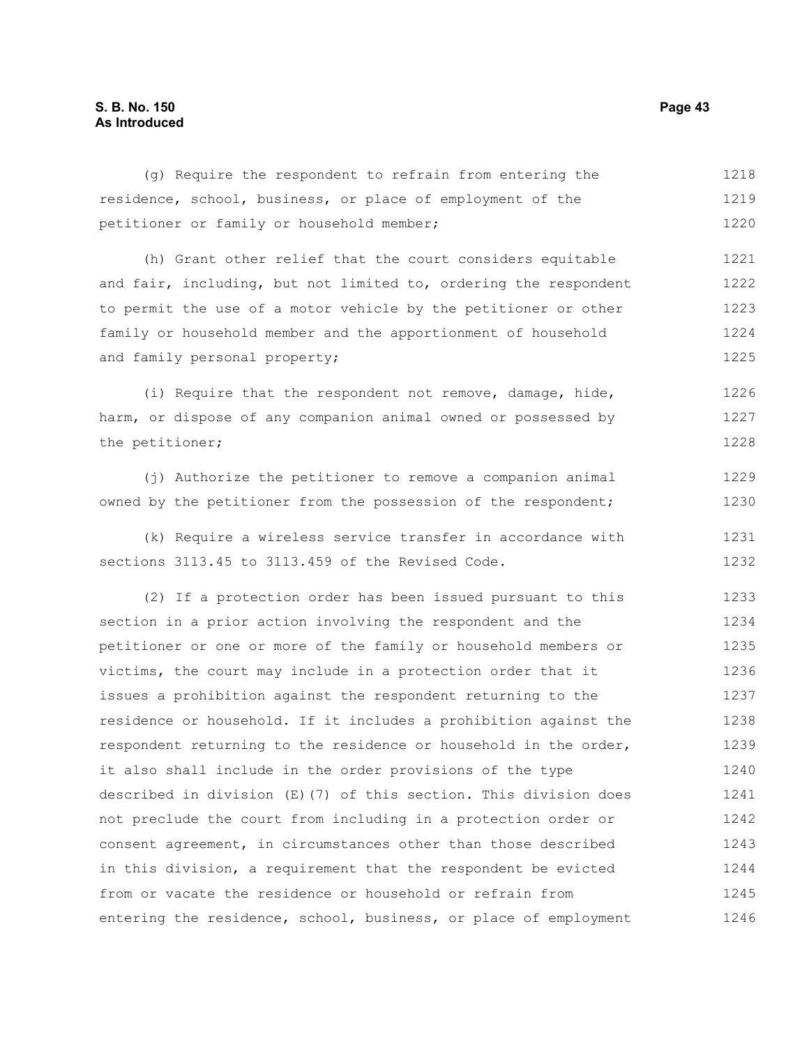(g) Require the respondent to refrain from entering the residence, school, business, or place of employment of the petitioner or family or household member;

(h) Grant other relief that the court considers equitable and fair, including, but not limited to, ordering the respondent to permit the use of a motor vehicle by the petitioner or other family or household member and the apportionment of household and family personal property;

(i) Require that the respondent not remove, damage, hide, harm, or dispose of any companion animal owned or possessed by the petitioner;

(j) Authorize the petitioner to remove a companion animal owned by the petitioner from the possession of the respondent;

(k) Require a wireless service transfer in accordance with sections 3113.45 to 3113.459 of the Revised Code.

(2) If a protection order has been issued pursuant to this section in a prior action involving the respondent and the petitioner or one or more of the family or household members or victims, the court may include in a protection order that it issues a prohibition against the respondent returning to the residence or household. If it includes a prohibition against the respondent returning to the residence or household in the order, it also shall include in the order provisions of the type described in division (E)(7) of this section. This division does not preclude the court from including in a protection order or consent agreement, in circumstances other than those described in this division, a requirement that the respondent be evicted from or vacate the residence or household or refrain from entering the residence, school, business, or place of employment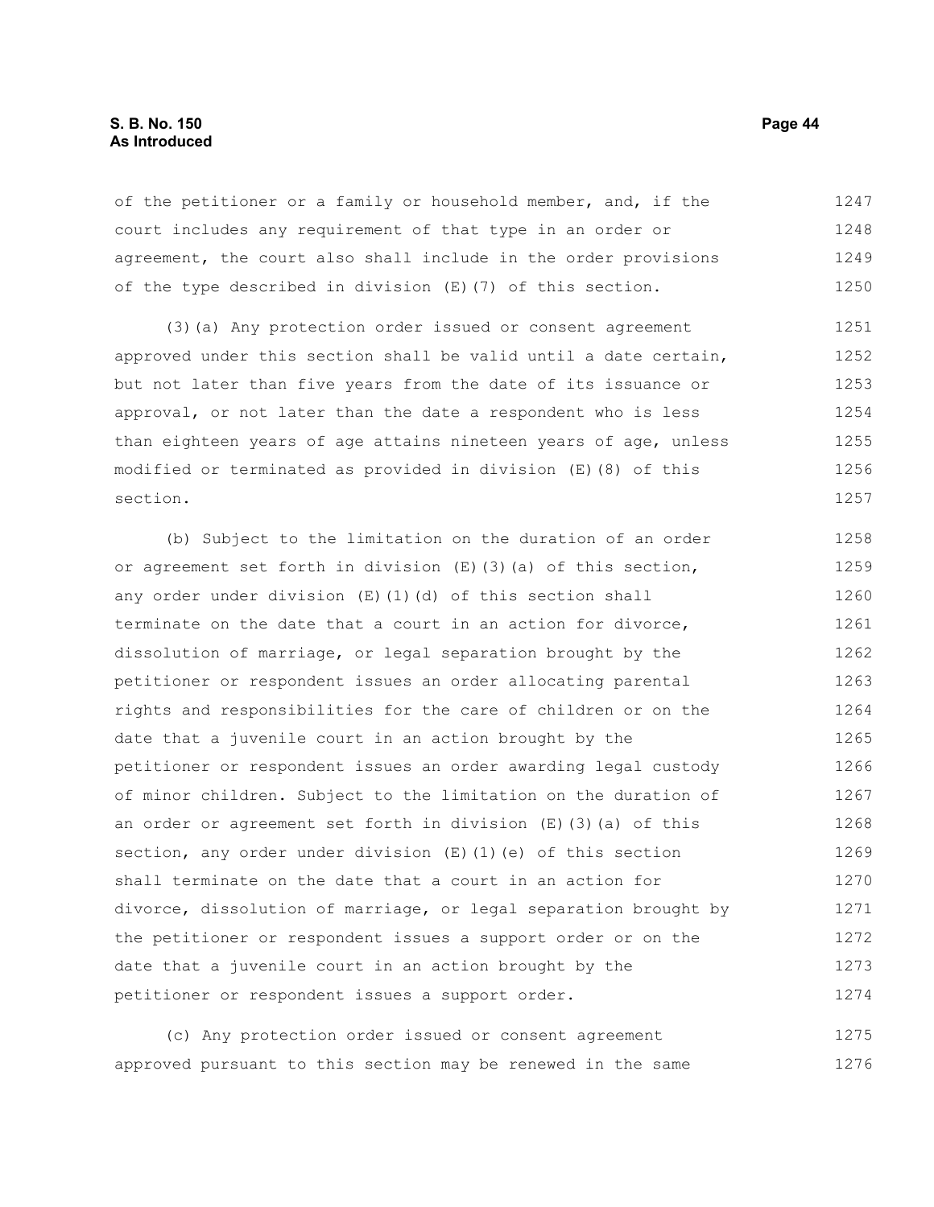of the petitioner or a family or household member, and, if the court includes any requirement of that type in an order or agreement, the court also shall include in the order provisions of the type described in division (E)(7) of this section.

(3)(a) Any protection order issued or consent agreement approved under this section shall be valid until a date certain, but not later than five years from the date of its issuance or approval, or not later than the date a respondent who is less than eighteen years of age attains nineteen years of age, unless modified or terminated as provided in division (E)(8) of this section.

(b) Subject to the limitation on the duration of an order or agreement set forth in division (E)(3)(a) of this section, any order under division (E)(1)(d) of this section shall terminate on the date that a court in an action for divorce, dissolution of marriage, or legal separation brought by the petitioner or respondent issues an order allocating parental rights and responsibilities for the care of children or on the date that a juvenile court in an action brought by the petitioner or respondent issues an order awarding legal custody of minor children. Subject to the limitation on the duration of an order or agreement set forth in division (E)(3)(a) of this section, any order under division (E)(1)(e) of this section shall terminate on the date that a court in an action for divorce, dissolution of marriage, or legal separation brought by the petitioner or respondent issues a support order or on the date that a juvenile court in an action brought by the petitioner or respondent issues a support order.

(c) Any protection order issued or consent agreement approved pursuant to this section may be renewed in the same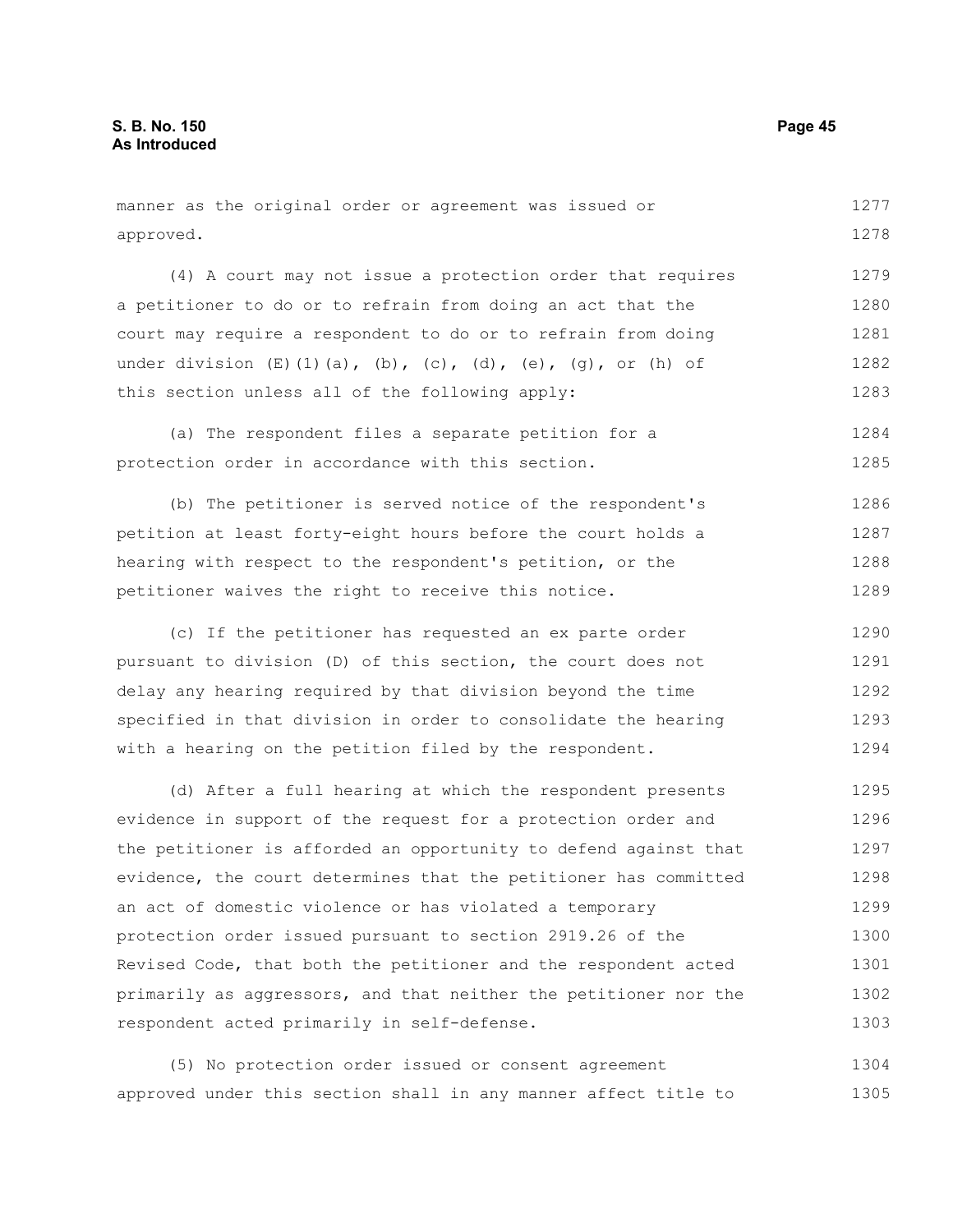manner as the original order or agreement was issued or approved.

(4) A court may not issue a protection order that requires a petitioner to do or to refrain from doing an act that the court may require a respondent to do or to refrain from doing under division (E)(1)(a), (b), (c), (d), (e), (g), or (h) of this section unless all of the following apply:

(a) The respondent files a separate petition for a protection order in accordance with this section.

(b) The petitioner is served notice of the respondent's petition at least forty-eight hours before the court holds a hearing with respect to the respondent's petition, or the petitioner waives the right to receive this notice.

(c) If the petitioner has requested an ex parte order pursuant to division (D) of this section, the court does not delay any hearing required by that division beyond the time specified in that division in order to consolidate the hearing with a hearing on the petition filed by the respondent.

(d) After a full hearing at which the respondent presents evidence in support of the request for a protection order and the petitioner is afforded an opportunity to defend against that evidence, the court determines that the petitioner has committed an act of domestic violence or has violated a temporary protection order issued pursuant to section 2919.26 of the Revised Code, that both the petitioner and the respondent acted primarily as aggressors, and that neither the petitioner nor the respondent acted primarily in self-defense.

(5) No protection order issued or consent agreement approved under this section shall in any manner affect title to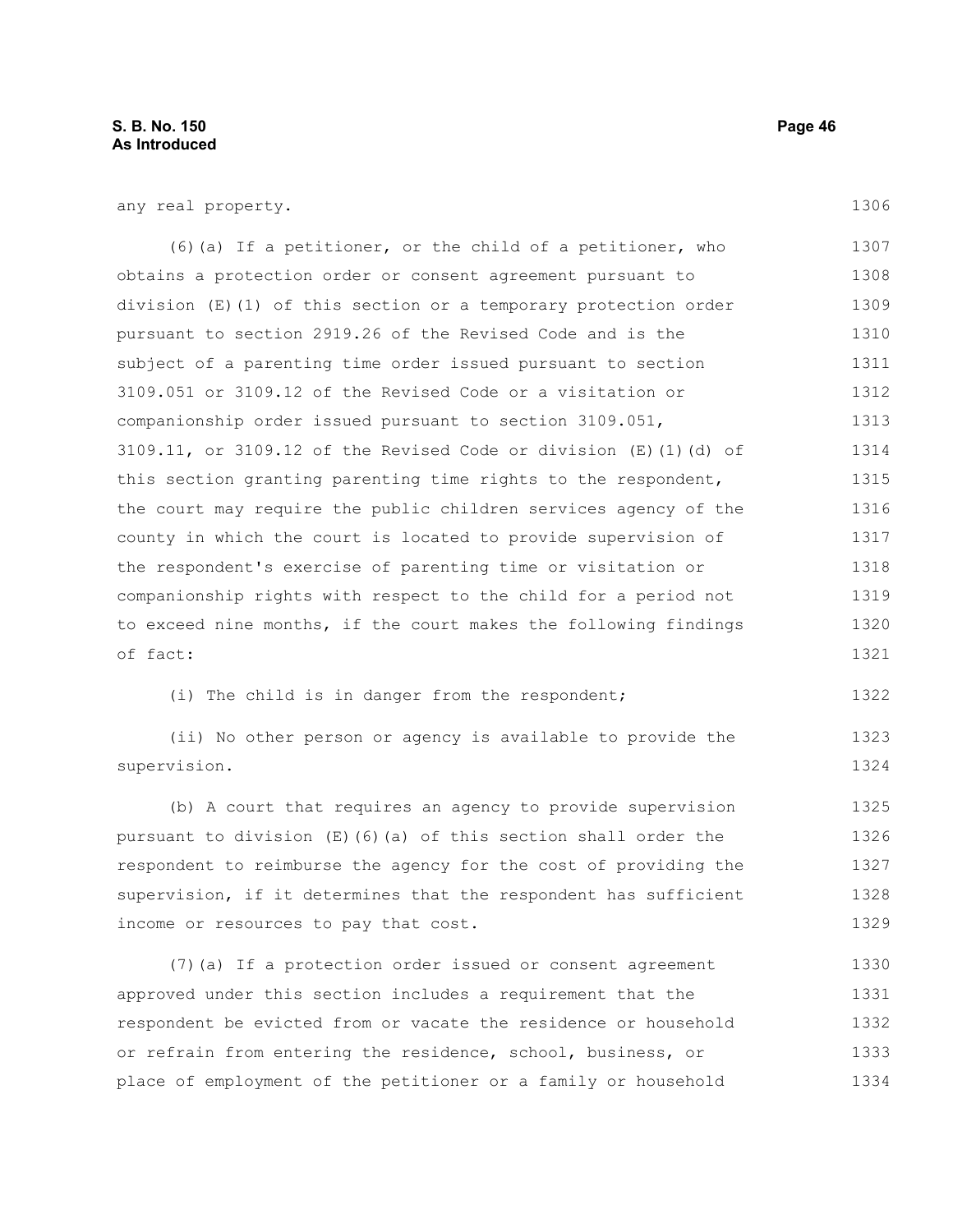any real property.

(6)(a) If a petitioner, or the child of a petitioner, who obtains a protection order or consent agreement pursuant to division (E)(1) of this section or a temporary protection order pursuant to section 2919.26 of the Revised Code and is the subject of a parenting time order issued pursuant to section 3109.051 or 3109.12 of the Revised Code or a visitation or companionship order issued pursuant to section 3109.051, 3109.11, or 3109.12 of the Revised Code or division (E)(1)(d) of this section granting parenting time rights to the respondent, the court may require the public children services agency of the county in which the court is located to provide supervision of the respondent's exercise of parenting time or visitation or companionship rights with respect to the child for a period not to exceed nine months, if the court makes the following findings of fact:

(i) The child is in danger from the respondent;

(ii) No other person or agency is available to provide the supervision.

(b) A court that requires an agency to provide supervision pursuant to division (E)(6)(a) of this section shall order the respondent to reimburse the agency for the cost of providing the supervision, if it determines that the respondent has sufficient income or resources to pay that cost.

(7)(a) If a protection order issued or consent agreement approved under this section includes a requirement that the respondent be evicted from or vacate the residence or household or refrain from entering the residence, school, business, or place of employment of the petitioner or a family or household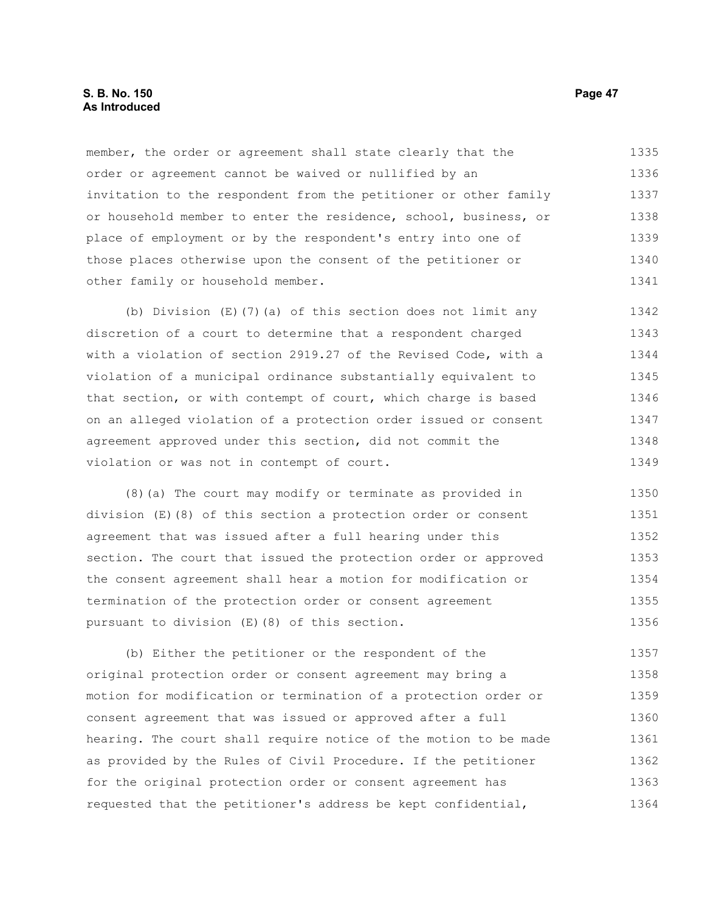member, the order or agreement shall state clearly that the order or agreement cannot be waived or nullified by an invitation to the respondent from the petitioner or other family or household member to enter the residence, school, business, or place of employment or by the respondent's entry into one of those places otherwise upon the consent of the petitioner or other family or household member.

(b) Division (E)(7)(a) of this section does not limit any discretion of a court to determine that a respondent charged with a violation of section 2919.27 of the Revised Code, with a violation of a municipal ordinance substantially equivalent to that section, or with contempt of court, which charge is based on an alleged violation of a protection order issued or consent agreement approved under this section, did not commit the violation or was not in contempt of court.

(8)(a) The court may modify or terminate as provided in division (E)(8) of this section a protection order or consent agreement that was issued after a full hearing under this section. The court that issued the protection order or approved the consent agreement shall hear a motion for modification or termination of the protection order or consent agreement pursuant to division (E)(8) of this section.

(b) Either the petitioner or the respondent of the original protection order or consent agreement may bring a motion for modification or termination of a protection order or consent agreement that was issued or approved after a full hearing. The court shall require notice of the motion to be made as provided by the Rules of Civil Procedure. If the petitioner for the original protection order or consent agreement has requested that the petitioner's address be kept confidential,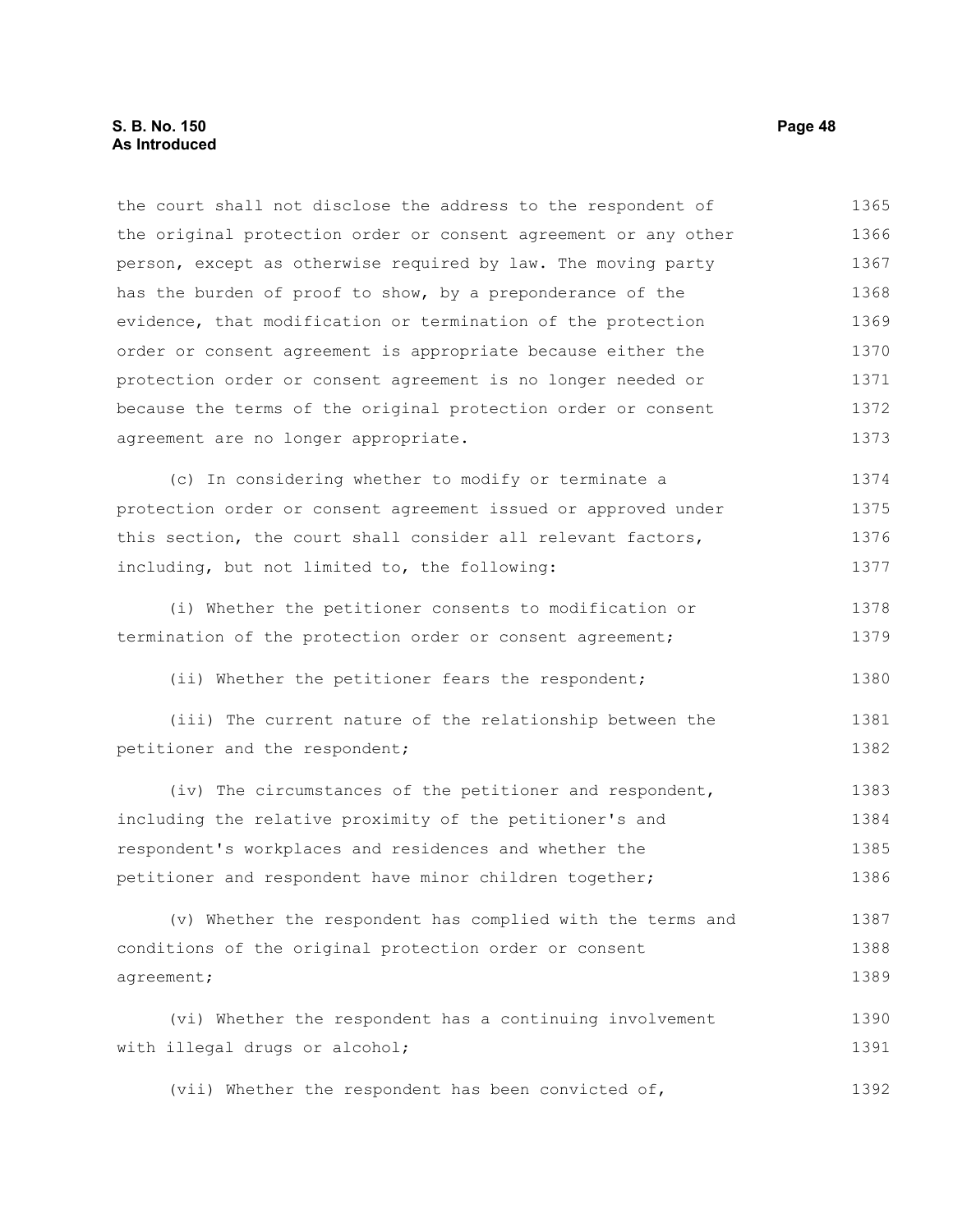the court shall not disclose the address to the respondent of the original protection order or consent agreement or any other person, except as otherwise required by law. The moving party has the burden of proof to show, by a preponderance of the evidence, that modification or termination of the protection order or consent agreement is appropriate because either the protection order or consent agreement is no longer needed or because the terms of the original protection order or consent agreement are no longer appropriate.

(c) In considering whether to modify or terminate a protection order or consent agreement issued or approved under this section, the court shall consider all relevant factors, including, but not limited to, the following:

(i) Whether the petitioner consents to modification or termination of the protection order or consent agreement;

(ii) Whether the petitioner fears the respondent;

(iii) The current nature of the relationship between the petitioner and the respondent;

(iv) The circumstances of the petitioner and respondent, including the relative proximity of the petitioner's and respondent's workplaces and residences and whether the petitioner and respondent have minor children together;

(v) Whether the respondent has complied with the terms and conditions of the original protection order or consent agreement;

(vi) Whether the respondent has a continuing involvement with illegal drugs or alcohol;

(vii) Whether the respondent has been convicted of,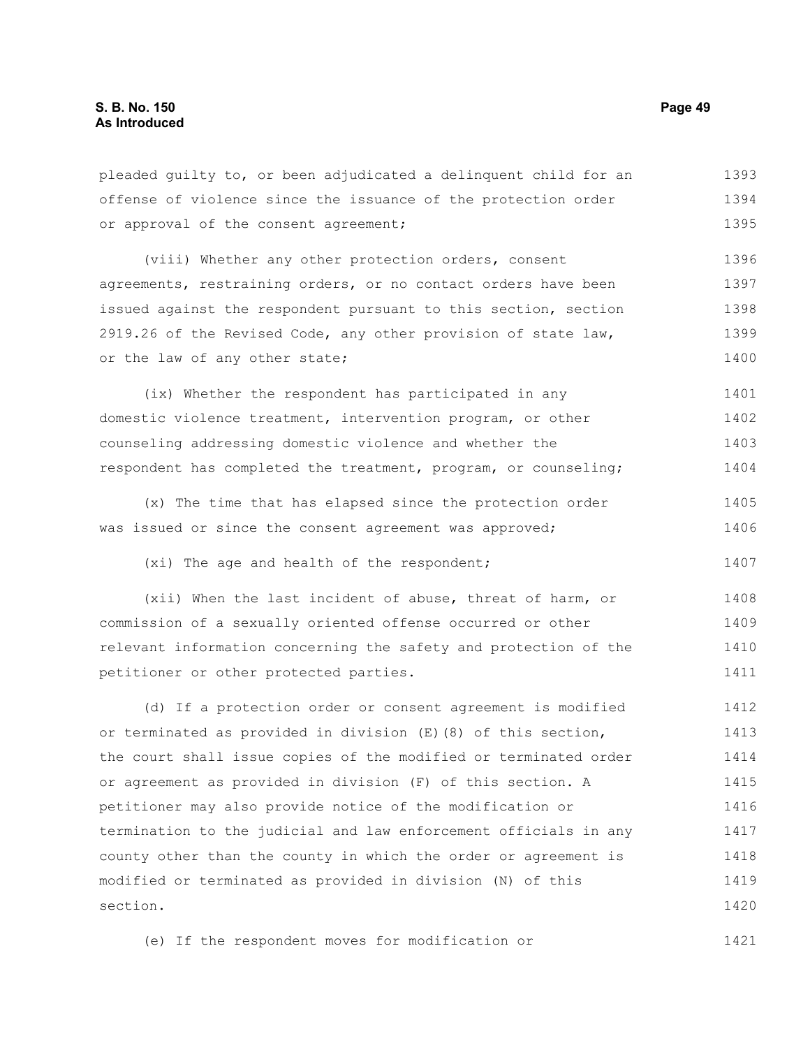pleaded guilty to, or been adjudicated a delinquent child for an offense of violence since the issuance of the protection order or approval of the consent agreement;

(viii) Whether any other protection orders, consent agreements, restraining orders, or no contact orders have been issued against the respondent pursuant to this section, section 2919.26 of the Revised Code, any other provision of state law, or the law of any other state;

(ix) Whether the respondent has participated in any domestic violence treatment, intervention program, or other counseling addressing domestic violence and whether the respondent has completed the treatment, program, or counseling;

(x) The time that has elapsed since the protection order was issued or since the consent agreement was approved;

(xi) The age and health of the respondent;

(xii) When the last incident of abuse, threat of harm, or commission of a sexually oriented offense occurred or other relevant information concerning the safety and protection of the petitioner or other protected parties.

(d) If a protection order or consent agreement is modified or terminated as provided in division (E)(8) of this section, the court shall issue copies of the modified or terminated order or agreement as provided in division (F) of this section. A petitioner may also provide notice of the modification or termination to the judicial and law enforcement officials in any county other than the county in which the order or agreement is modified or terminated as provided in division (N) of this section.

(e) If the respondent moves for modification or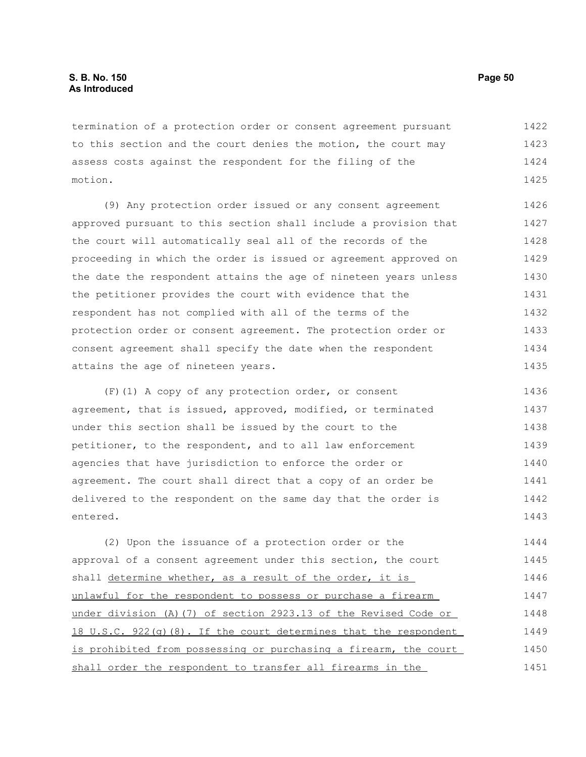termination of a protection order or consent agreement pursuant to this section and the court denies the motion, the court may assess costs against the respondent for the filing of the motion.

(9) Any protection order issued or any consent agreement approved pursuant to this section shall include a provision that the court will automatically seal all of the records of the proceeding in which the order is issued or agreement approved on the date the respondent attains the age of nineteen years unless the petitioner provides the court with evidence that the respondent has not complied with all of the terms of the protection order or consent agreement. The protection order or consent agreement shall specify the date when the respondent attains the age of nineteen years.

(F)(1) A copy of any protection order, or consent agreement, that is issued, approved, modified, or terminated under this section shall be issued by the court to the petitioner, to the respondent, and to all law enforcement agencies that have jurisdiction to enforce the order or agreement. The court shall direct that a copy of an order be delivered to the respondent on the same day that the order is entered.

(2) Upon the issuance of a protection order or the approval of a consent agreement under this section, the court shall <u>determine whether, as a result of the order, it is unlawful for the respondent to possess or purchase a firearm under division (A)(7) of section 2923.13 of the Revised Code or 18 U.S.C. 922(g)(8). If the court determines that the respondent is prohibited from possessing or purchasing a firearm, the court shall order the respondent to transfer all firearms in the</u>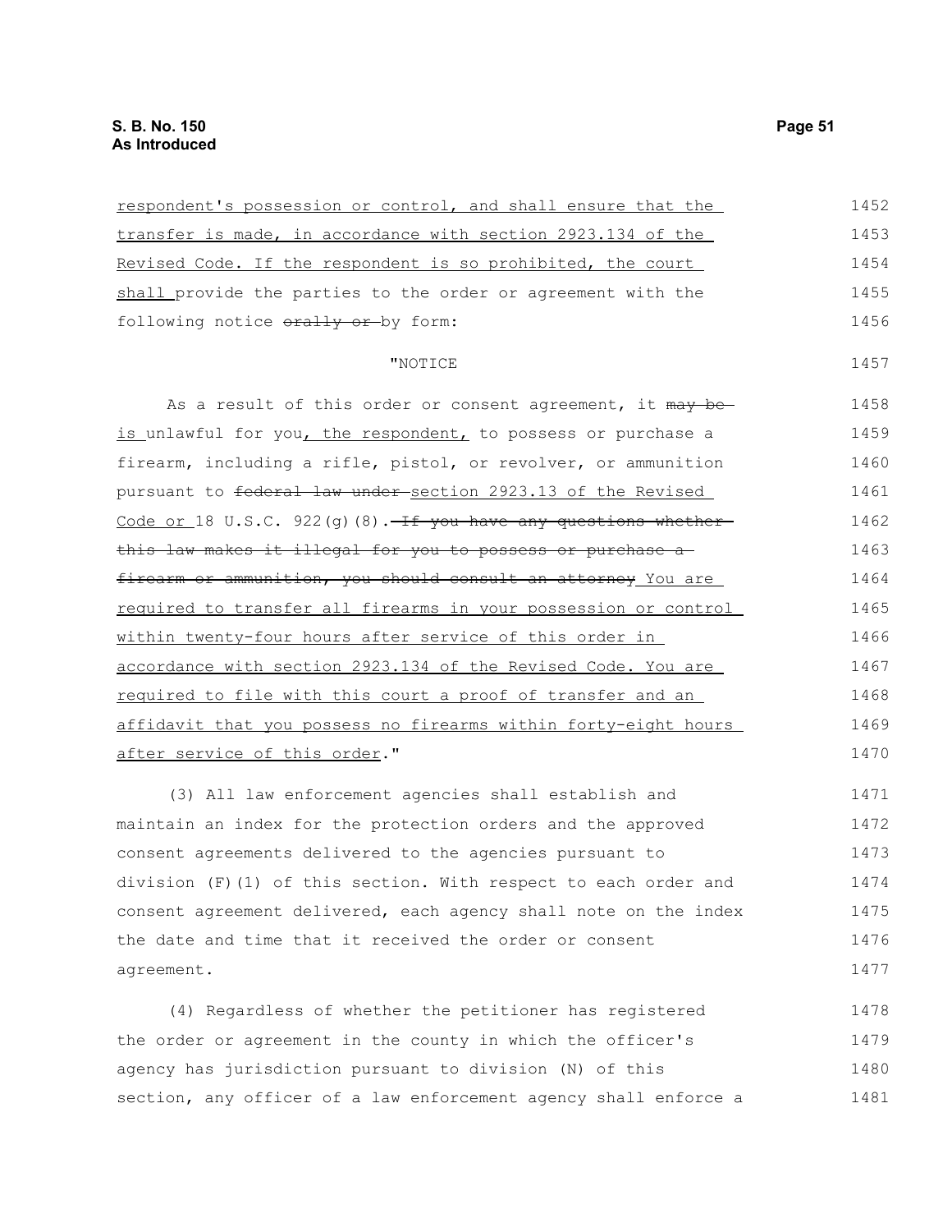respondent's possession or control, and shall ensure that the transfer is made, in accordance with section 2923.134 of the Revised Code. If the respondent is so prohibited, the court shall provide the parties to the order or agreement with the following notice ~~orally or~~ by form:

"NOTICE

As a result of this order or consent agreement, it ~~may be~~ is unlawful for you, the respondent, to possess or purchase a firearm, including a rifle, pistol, or revolver, or ammunition pursuant to ~~federal law under~~ section 2923.13 of the Revised Code or 18 U.S.C. 922(g)(8). ~~If you have any questions whether this law makes it illegal for you to possess or purchase a firearm or ammunition, you should consult an attorney~~ You are required to transfer all firearms in your possession or control within twenty-four hours after service of this order in accordance with section 2923.134 of the Revised Code. You are required to file with this court a proof of transfer and an affidavit that you possess no firearms within forty-eight hours after service of this order."

(3) All law enforcement agencies shall establish and maintain an index for the protection orders and the approved consent agreements delivered to the agencies pursuant to division (F)(1) of this section. With respect to each order and consent agreement delivered, each agency shall note on the index the date and time that it received the order or consent agreement.

(4) Regardless of whether the petitioner has registered the order or agreement in the county in which the officer's agency has jurisdiction pursuant to division (N) of this section, any officer of a law enforcement agency shall enforce a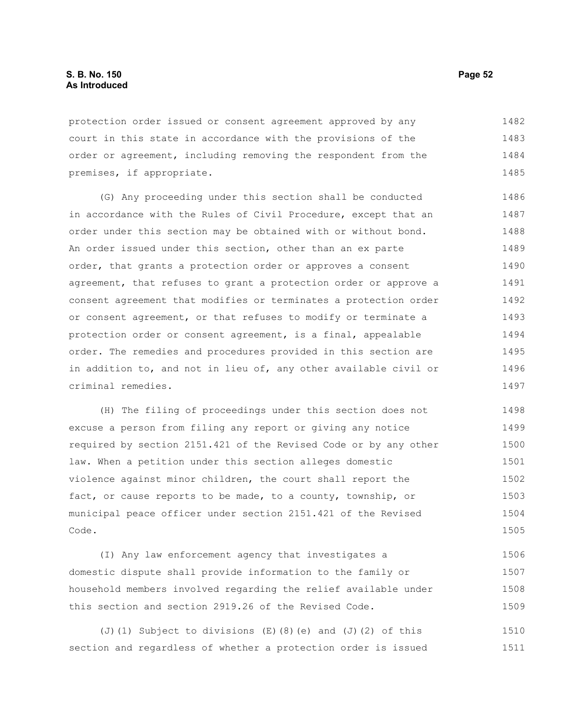protection order issued or consent agreement approved by any court in this state in accordance with the provisions of the order or agreement, including removing the respondent from the premises, if appropriate.

(G) Any proceeding under this section shall be conducted in accordance with the Rules of Civil Procedure, except that an order under this section may be obtained with or without bond. An order issued under this section, other than an ex parte order, that grants a protection order or approves a consent agreement, that refuses to grant a protection order or approve a consent agreement that modifies or terminates a protection order or consent agreement, or that refuses to modify or terminate a protection order or consent agreement, is a final, appealable order. The remedies and procedures provided in this section are in addition to, and not in lieu of, any other available civil or criminal remedies.

(H) The filing of proceedings under this section does not excuse a person from filing any report or giving any notice required by section 2151.421 of the Revised Code or by any other law. When a petition under this section alleges domestic violence against minor children, the court shall report the fact, or cause reports to be made, to a county, township, or municipal peace officer under section 2151.421 of the Revised Code.

(I) Any law enforcement agency that investigates a domestic dispute shall provide information to the family or household members involved regarding the relief available under this section and section 2919.26 of the Revised Code.

(J)(1) Subject to divisions (E)(8)(e) and (J)(2) of this section and regardless of whether a protection order is issued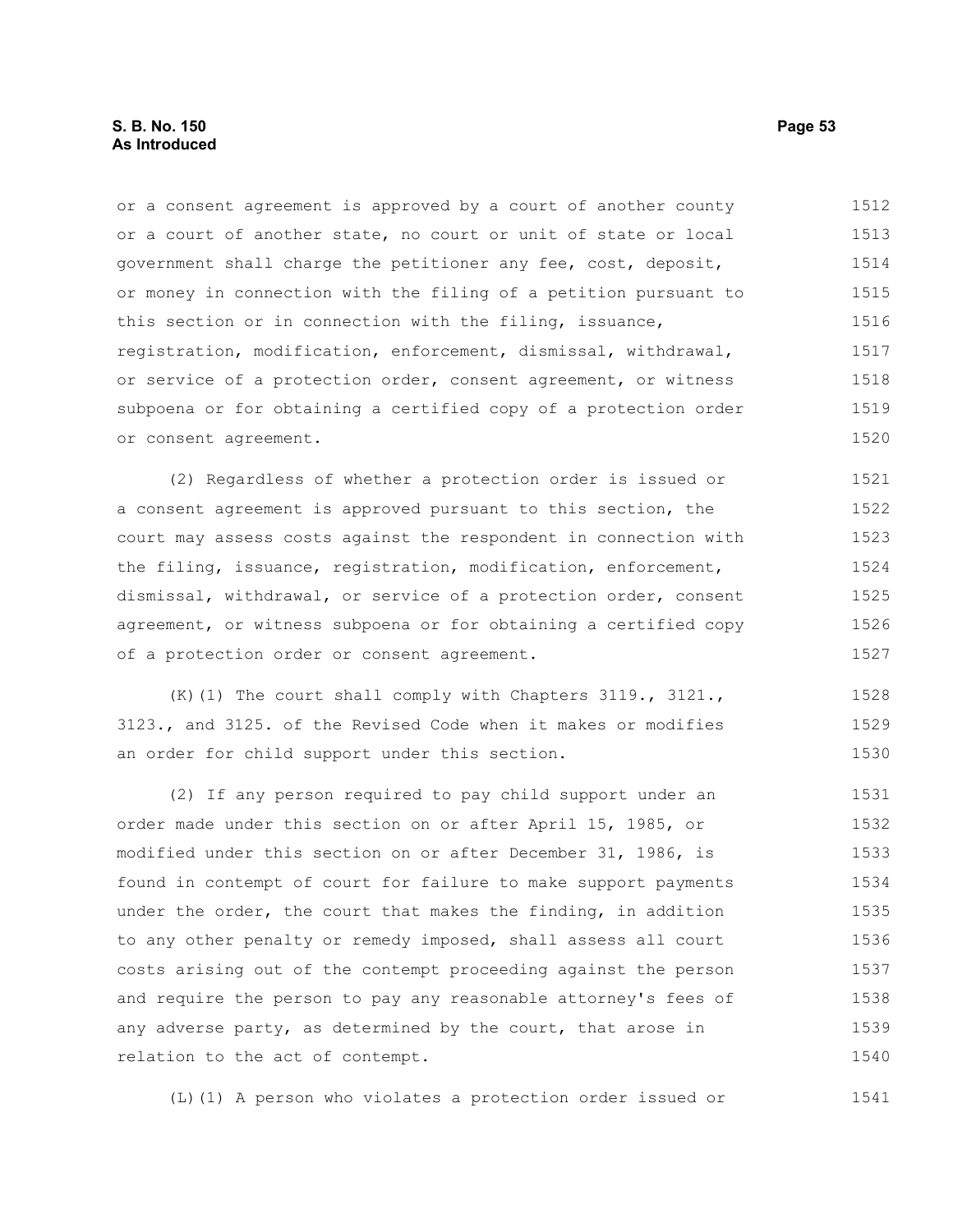or a consent agreement is approved by a court of another county or a court of another state, no court or unit of state or local government shall charge the petitioner any fee, cost, deposit, or money in connection with the filing of a petition pursuant to this section or in connection with the filing, issuance, registration, modification, enforcement, dismissal, withdrawal, or service of a protection order, consent agreement, or witness subpoena or for obtaining a certified copy of a protection order or consent agreement.

(2) Regardless of whether a protection order is issued or a consent agreement is approved pursuant to this section, the court may assess costs against the respondent in connection with the filing, issuance, registration, modification, enforcement, dismissal, withdrawal, or service of a protection order, consent agreement, or witness subpoena or for obtaining a certified copy of a protection order or consent agreement.

(K)(1) The court shall comply with Chapters 3119., 3121., 3123., and 3125. of the Revised Code when it makes or modifies an order for child support under this section.

(2) If any person required to pay child support under an order made under this section on or after April 15, 1985, or modified under this section on or after December 31, 1986, is found in contempt of court for failure to make support payments under the order, the court that makes the finding, in addition to any other penalty or remedy imposed, shall assess all court costs arising out of the contempt proceeding against the person and require the person to pay any reasonable attorney's fees of any adverse party, as determined by the court, that arose in relation to the act of contempt.

(L)(1) A person who violates a protection order issued or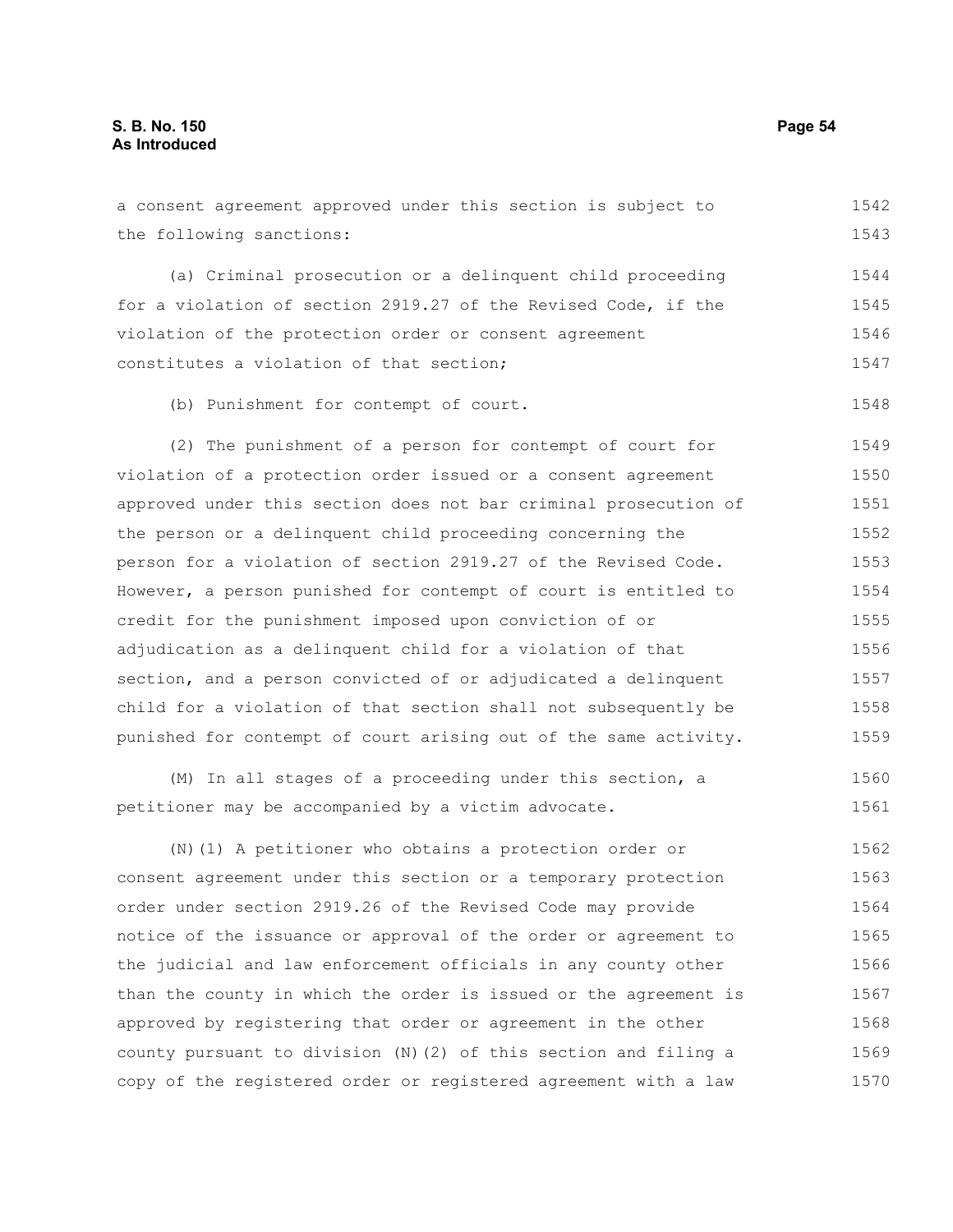a consent agreement approved under this section is subject to the following sanctions:

(a) Criminal prosecution or a delinquent child proceeding for a violation of section 2919.27 of the Revised Code, if the violation of the protection order or consent agreement constitutes a violation of that section;

(b) Punishment for contempt of court.

(2) The punishment of a person for contempt of court for violation of a protection order issued or a consent agreement approved under this section does not bar criminal prosecution of the person or a delinquent child proceeding concerning the person for a violation of section 2919.27 of the Revised Code. However, a person punished for contempt of court is entitled to credit for the punishment imposed upon conviction of or adjudication as a delinquent child for a violation of that section, and a person convicted of or adjudicated a delinquent child for a violation of that section shall not subsequently be punished for contempt of court arising out of the same activity.

(M) In all stages of a proceeding under this section, a petitioner may be accompanied by a victim advocate.

(N)(1) A petitioner who obtains a protection order or consent agreement under this section or a temporary protection order under section 2919.26 of the Revised Code may provide notice of the issuance or approval of the order or agreement to the judicial and law enforcement officials in any county other than the county in which the order is issued or the agreement is approved by registering that order or agreement in the other county pursuant to division (N)(2) of this section and filing a copy of the registered order or registered agreement with a law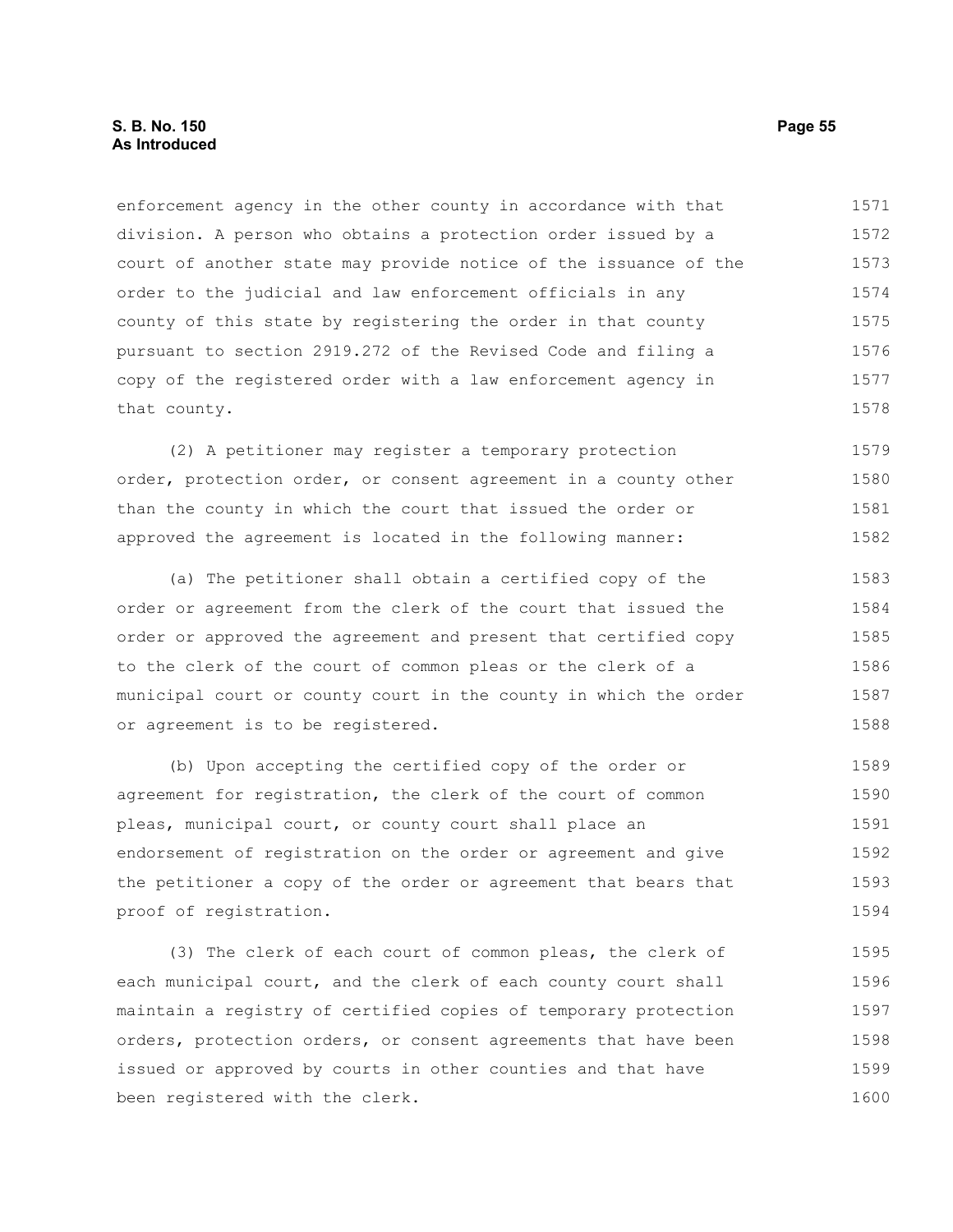enforcement agency in the other county in accordance with that division. A person who obtains a protection order issued by a court of another state may provide notice of the issuance of the order to the judicial and law enforcement officials in any county of this state by registering the order in that county pursuant to section 2919.272 of the Revised Code and filing a copy of the registered order with a law enforcement agency in that county.

(2) A petitioner may register a temporary protection order, protection order, or consent agreement in a county other than the county in which the court that issued the order or approved the agreement is located in the following manner:

(a) The petitioner shall obtain a certified copy of the order or agreement from the clerk of the court that issued the order or approved the agreement and present that certified copy to the clerk of the court of common pleas or the clerk of a municipal court or county court in the county in which the order or agreement is to be registered.

(b) Upon accepting the certified copy of the order or agreement for registration, the clerk of the court of common pleas, municipal court, or county court shall place an endorsement of registration on the order or agreement and give the petitioner a copy of the order or agreement that bears that proof of registration.

(3) The clerk of each court of common pleas, the clerk of each municipal court, and the clerk of each county court shall maintain a registry of certified copies of temporary protection orders, protection orders, or consent agreements that have been issued or approved by courts in other counties and that have been registered with the clerk.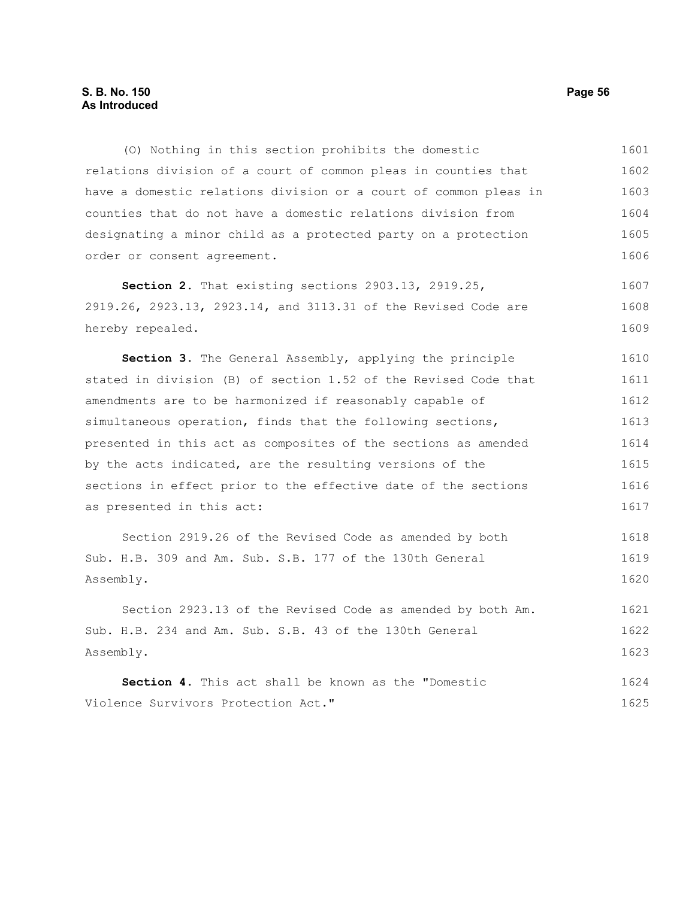(O) Nothing in this section prohibits the domestic relations division of a court of common pleas in counties that have a domestic relations division or a court of common pleas in counties that do not have a domestic relations division from designating a minor child as a protected party on a protection order or consent agreement.

**Section 2.** That existing sections 2903.13, 2919.25, 2919.26, 2923.13, 2923.14, and 3113.31 of the Revised Code are hereby repealed.

**Section 3.** The General Assembly, applying the principle stated in division (B) of section 1.52 of the Revised Code that amendments are to be harmonized if reasonably capable of simultaneous operation, finds that the following sections, presented in this act as composites of the sections as amended by the acts indicated, are the resulting versions of the sections in effect prior to the effective date of the sections as presented in this act:

Section 2919.26 of the Revised Code as amended by both Sub. H.B. 309 and Am. Sub. S.B. 177 of the 130th General Assembly.

Section 2923.13 of the Revised Code as amended by both Am. Sub. H.B. 234 and Am. Sub. S.B. 43 of the 130th General Assembly.

**Section 4.** This act shall be known as the "Domestic Violence Survivors Protection Act."